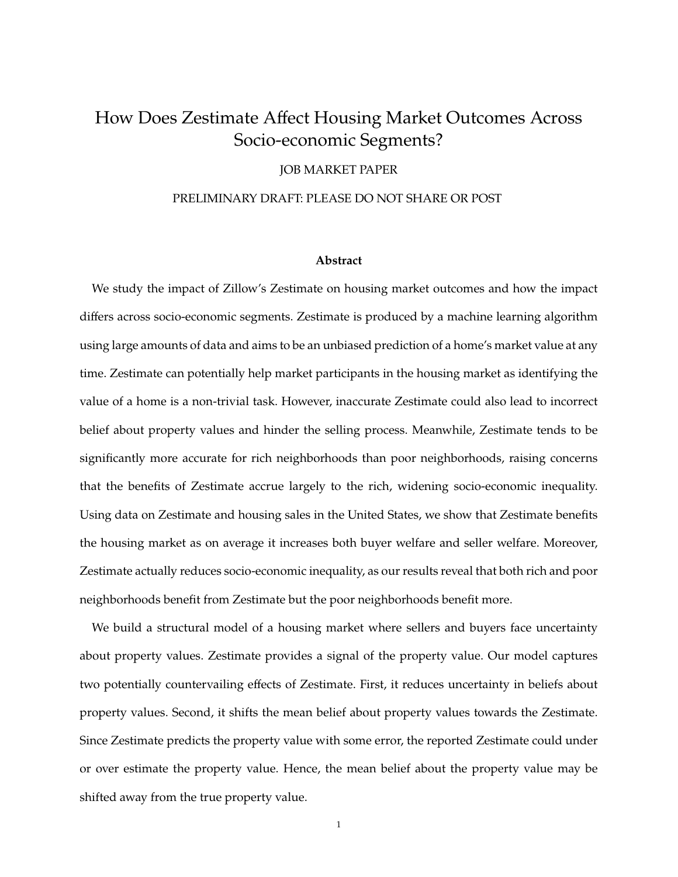# How Does Zestimate Affect Housing Market Outcomes Across Socio-economic Segments?

JOB MARKET PAPER

PRELIMINARY DRAFT: PLEASE DO NOT SHARE OR POST

### Abstract

We study the impact of Zillow's Zestimate on housing market outcomes and how the impact differs across socio-economic segments. Zestimate is produced by a machine learning algorithm using large amounts of data and aims to be an unbiased prediction of a home's market value at any time. Zestimate can potentially help market participants in the housing market as identifying the value of a home is a non-trivial task. However, inaccurate Zestimate could also lead to incorrect belief about property values and hinder the selling process. Meanwhile, Zestimate tends to be significantly more accurate for rich neighborhoods than poor neighborhoods, raising concerns that the benefits of Zestimate accrue largely to the rich, widening socio-economic inequality. Using data on Zestimate and housing sales in the United States, we show that Zestimate benefits the housing market as on average it increases both buyer welfare and seller welfare. Moreover, Zestimate actually reduces socio-economic inequality, as our results reveal that both rich and poor neighborhoods benefit from Zestimate but the poor neighborhoods benefit more.

We build a structural model of a housing market where sellers and buyers face uncertainty about property values. Zestimate provides a signal of the property value. Our model captures two potentially countervailing effects of Zestimate. First, it reduces uncertainty in beliefs about property values. Second, it shifts the mean belief about property values towards the Zestimate. Since Zestimate predicts the property value with some error, the reported Zestimate could under or over estimate the property value. Hence, the mean belief about the property value may be shifted away from the true property value.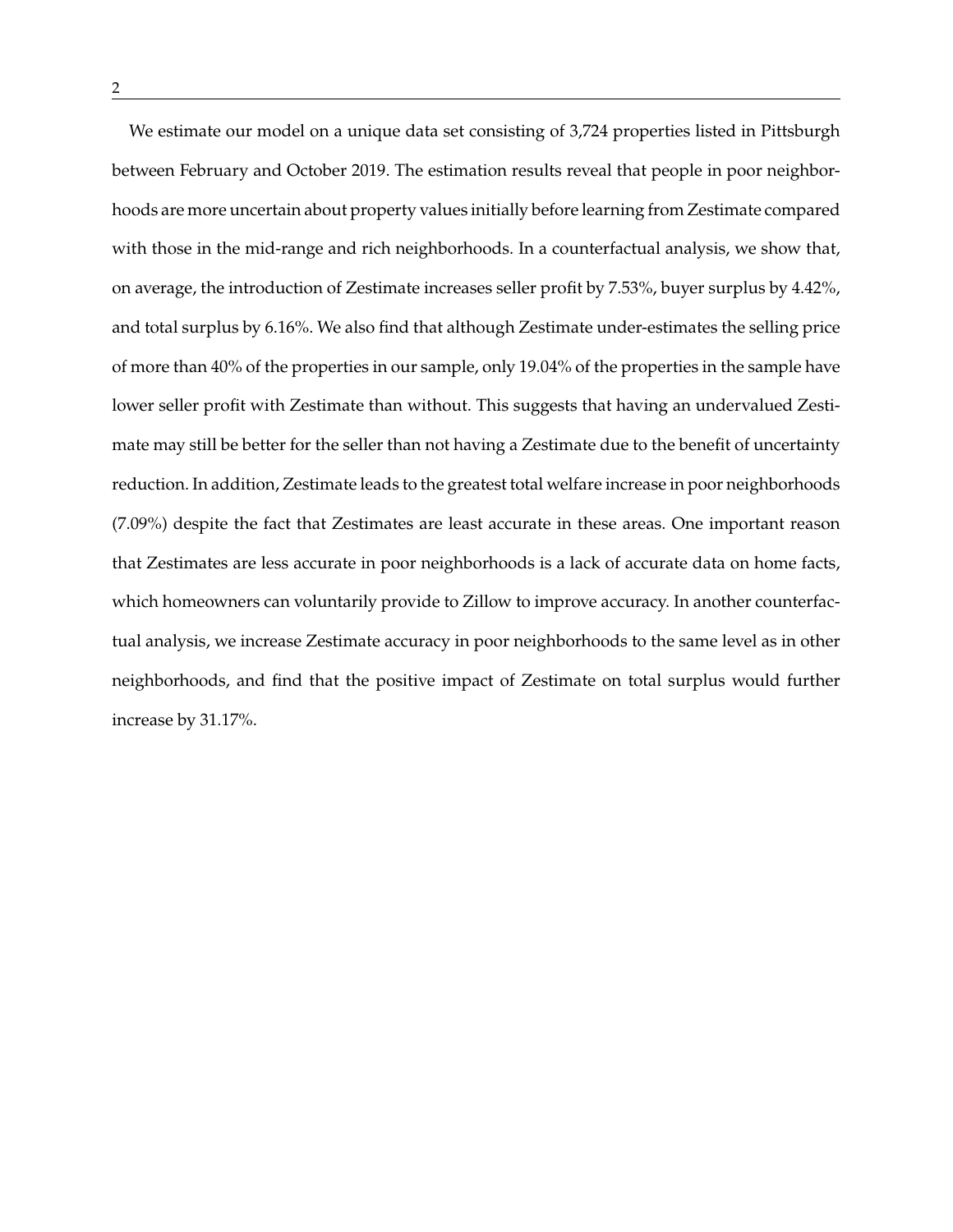We estimate our model on a unique data set consisting of 3,724 properties listed in Pittsburgh between February and October 2019. The estimation results reveal that people in poor neighborhoods are more uncertain about property values initially before learning from Zestimate compared with those in the mid-range and rich neighborhoods. In a counterfactual analysis, we show that, on average, the introduction of Zestimate increases seller profit by 7.53%, buyer surplus by 4.42%, and total surplus by 6.16%. We also find that although Zestimate under-estimates the selling price of more than 40% of the properties in our sample, only 19.04% of the properties in the sample have lower seller profit with Zestimate than without. This suggests that having an undervalued Zestimate may still be better for the seller than not having a Zestimate due to the benefit of uncertainty reduction. In addition, Zestimate leads to the greatest total welfare increase in poor neighborhoods (7.09%) despite the fact that Zestimates are least accurate in these areas. One important reason that Zestimates are less accurate in poor neighborhoods is a lack of accurate data on home facts, which homeowners can voluntarily provide to Zillow to improve accuracy. In another counterfactual analysis, we increase Zestimate accuracy in poor neighborhoods to the same level as in other neighborhoods, and find that the positive impact of Zestimate on total surplus would further increase by 31.17%.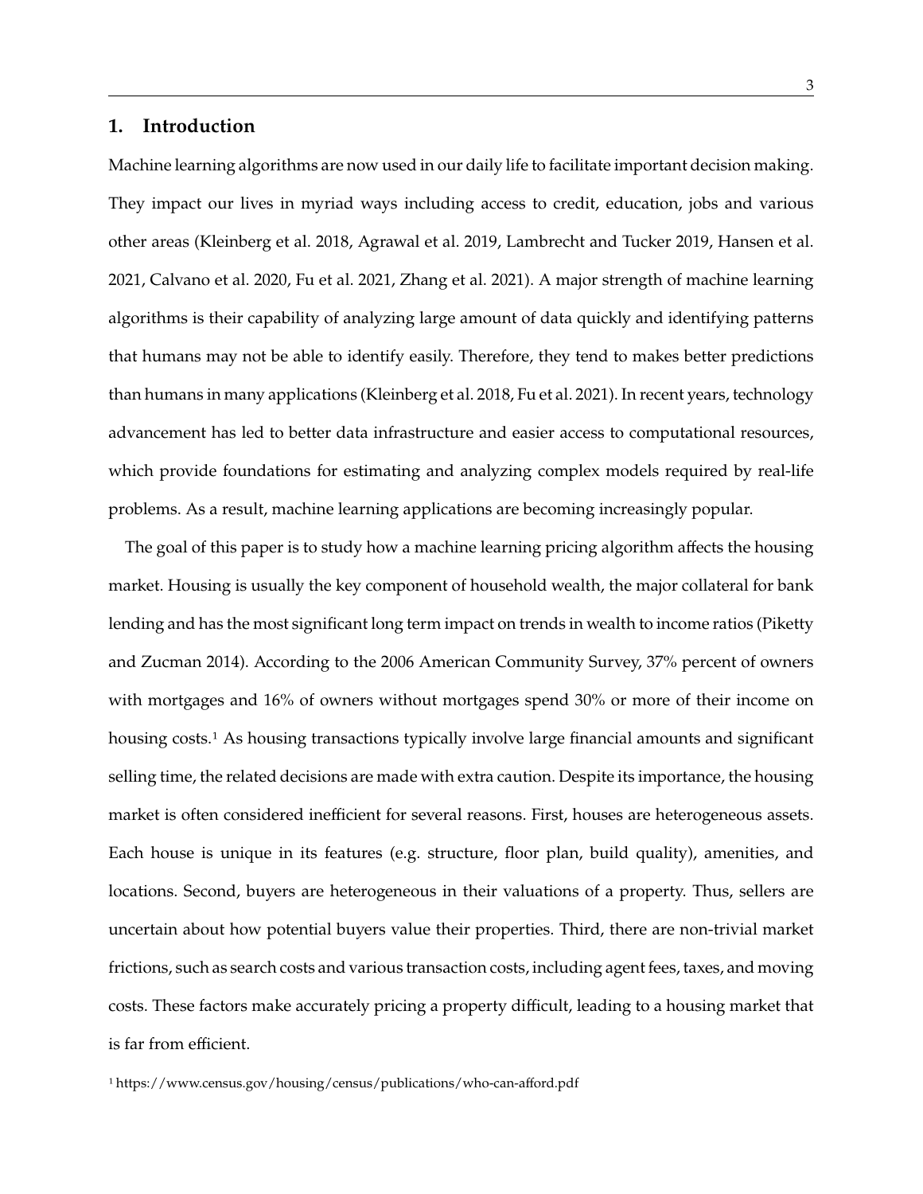## 1. Introduction

Machine learning algorithms are now used in our daily life to facilitate important decision making. They impact our lives in myriad ways including access to credit, education, jobs and various other areas (Kleinberg et al. 2018, Agrawal et al. 2019, Lambrecht and Tucker 2019, Hansen et al. 2021, Calvano et al. 2020, Fu et al. 2021, Zhang et al. 2021). A major strength of machine learning algorithms is their capability of analyzing large amount of data quickly and identifying patterns that humans may not be able to identify easily. Therefore, they tend to makes better predictions than humans in many applications (Kleinberg et al. 2018, Fu et al. 2021). In recent years, technology advancement has led to better data infrastructure and easier access to computational resources, which provide foundations for estimating and analyzing complex models required by real-life problems. As a result, machine learning applications are becoming increasingly popular.

The goal of this paper is to study how a machine learning pricing algorithm affects the housing market. Housing is usually the key component of household wealth, the major collateral for bank lending and has the most significant long term impact on trends in wealth to income ratios (Piketty and Zucman 2014). According to the 2006 American Community Survey, 37% percent of owners with mortgages and 16% of owners without mortgages spend 30% or more of their income on housing costs.[1] As housing transactions typically involve large financial amounts and significant selling time, the related decisions are made with extra caution. Despite its importance, the housing market is often considered inefficient for several reasons. First, houses are heterogeneous assets. Each house is unique in its features (e.g. structure, floor plan, build quality), amenities, and locations. Second, buyers are heterogeneous in their valuations of a property. Thus, sellers are uncertain about how potential buyers value their properties. Third, there are non-trivial market frictions, such as search costs and various transaction costs, including agent fees, taxes, and moving costs. These factors make accurately pricing a property difficult, leading to a housing market that is far from efficient.

[1] https://www.census.gov/housing/census/publications/who-can-afford.pdf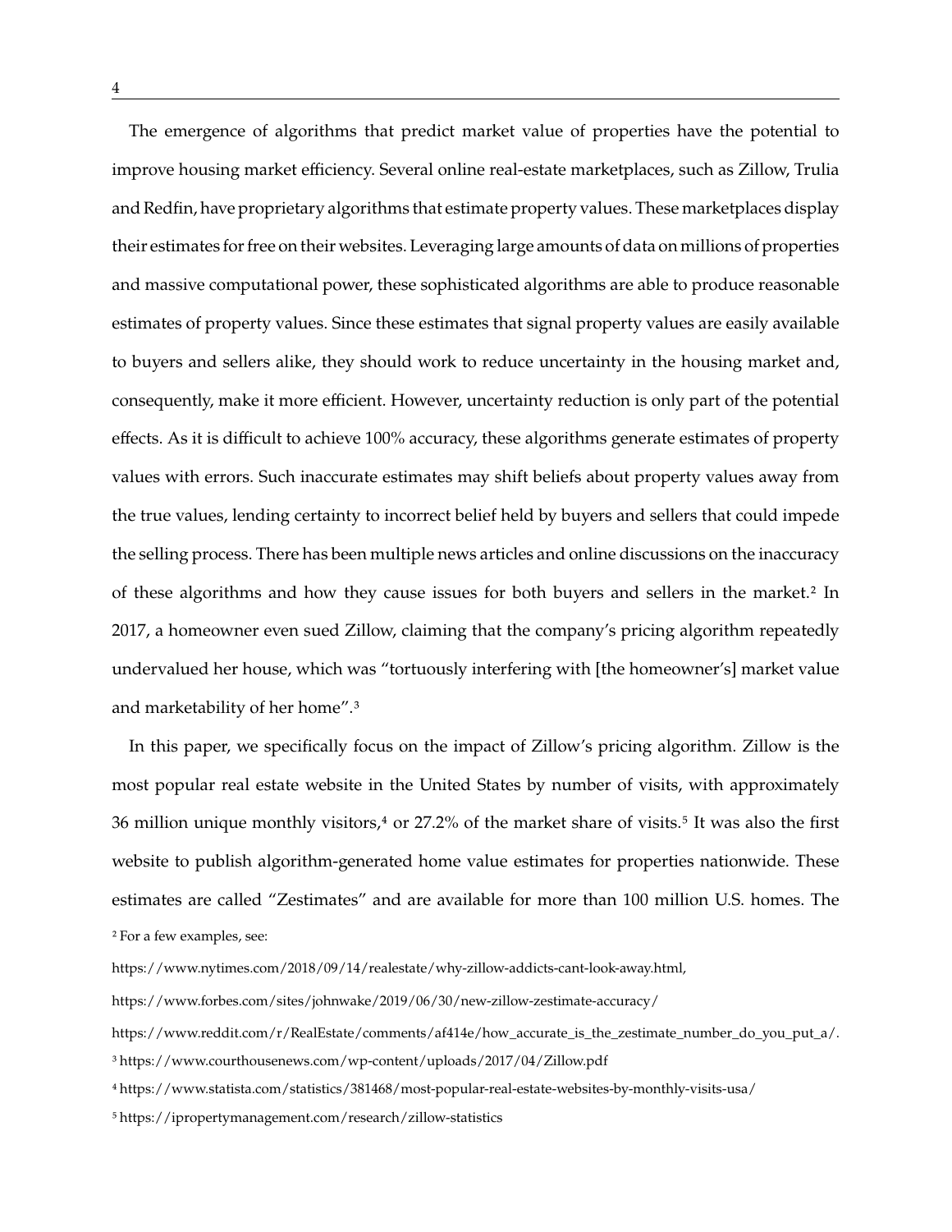The emergence of algorithms that predict market value of properties have the potential to improve housing market efficiency. Several online real-estate marketplaces, such as Zillow, Trulia and Redfin, have proprietary algorithms that estimate property values. These marketplaces display their estimates for free on their websites. Leveraging large amounts of data on millions of properties and massive computational power, these sophisticated algorithms are able to produce reasonable estimates of property values. Since these estimates that signal property values are easily available to buyers and sellers alike, they should work to reduce uncertainty in the housing market and, consequently, make it more efficient. However, uncertainty reduction is only part of the potential effects. As it is difficult to achieve 100% accuracy, these algorithms generate estimates of property values with errors. Such inaccurate estimates may shift beliefs about property values away from the true values, lending certainty to incorrect belief held by buyers and sellers that could impede the selling process. There has been multiple news articles and online discussions on the inaccuracy of these algorithms and how they cause issues for both buyers and sellers in the market.[2] In 2017, a homeowner even sued Zillow, claiming that the company's pricing algorithm repeatedly undervalued her house, which was "tortuously interfering with [the homeowner's] market value and marketability of her home".[3]

In this paper, we specifically focus on the impact of Zillow's pricing algorithm. Zillow is the most popular real estate website in the United States by number of visits, with approximately 36 million unique monthly visitors,[4] or 27.2% of the market share of visits.[5] It was also the first website to publish algorithm-generated home value estimates for properties nationwide. These estimates are called "Zestimates" and are available for more than 100 million U.S. homes. The

[2] For a few examples, see:

https://www.nytimes.com/2018/09/14/realestate/why-zillow-addicts-cant-look-away.html,

https://www.forbes.com/sites/johnwake/2019/06/30/new-zillow-zestimate-accuracy/

https://www.reddit.com/r/RealEstate/comments/af414e/how_accurate_is_the_zestimate_number_do_you_put_a/.

[3] https://www.courthousenews.com/wp-content/uploads/2017/04/Zillow.pdf

[4] https://www.statista.com/statistics/381468/most-popular-real-estate-websites-by-monthly-visits-usa/

[5] https://ipropertymanagement.com/research/zillow-statistics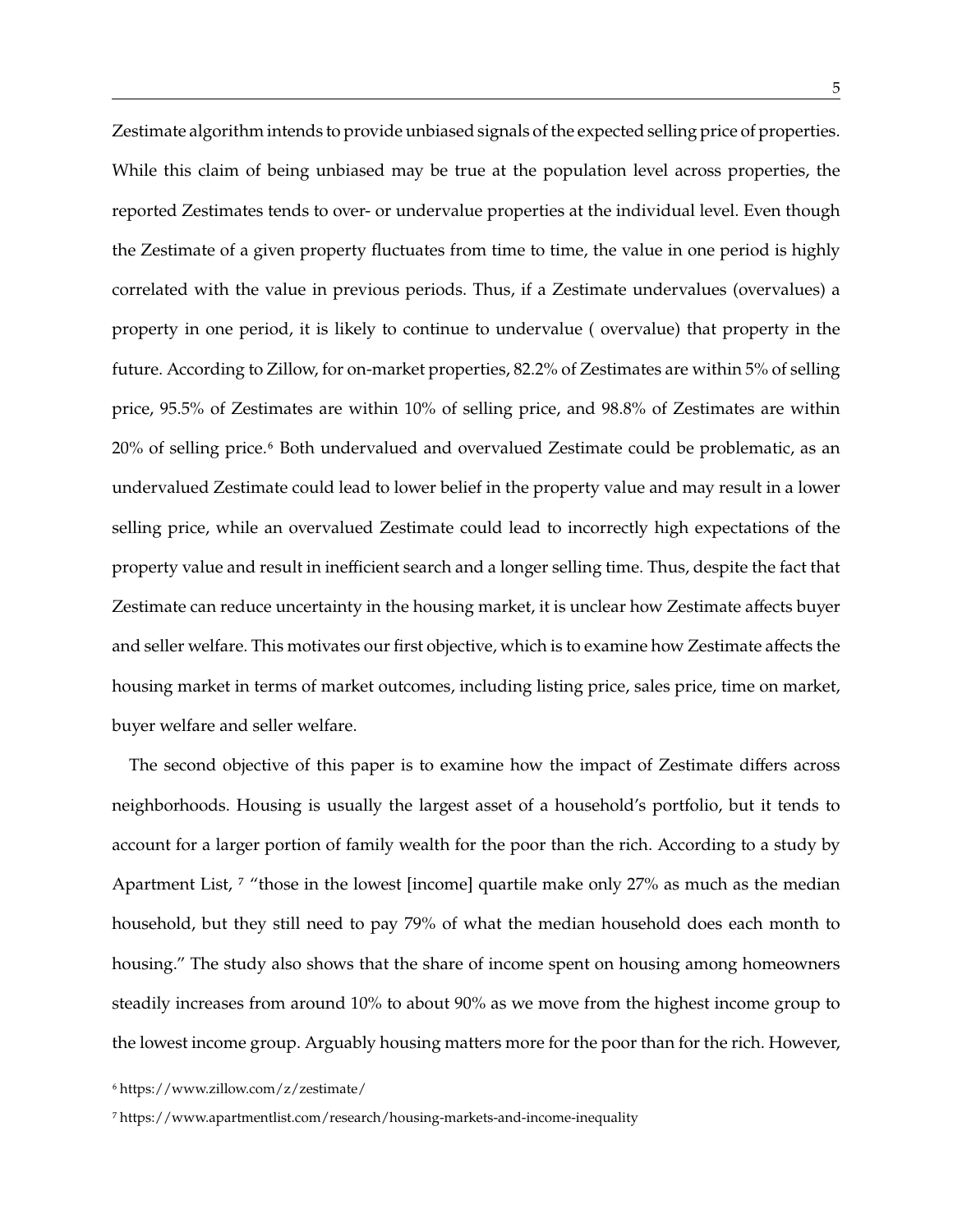Zestimate algorithm intends to provide unbiased signals of the expected selling price of properties. While this claim of being unbiased may be true at the population level across properties, the reported Zestimates tends to over- or undervalue properties at the individual level. Even though the Zestimate of a given property fluctuates from time to time, the value in one period is highly correlated with the value in previous periods. Thus, if a Zestimate undervalues (overvalues) a property in one period, it is likely to continue to undervalue ( overvalue) that property in the future. According to Zillow, for on-market properties, 82.2% of Zestimates are within 5% of selling price, 95.5% of Zestimates are within 10% of selling price, and 98.8% of Zestimates are within 20% of selling price.[6] Both undervalued and overvalued Zestimate could be problematic, as an undervalued Zestimate could lead to lower belief in the property value and may result in a lower selling price, while an overvalued Zestimate could lead to incorrectly high expectations of the property value and result in inefficient search and a longer selling time. Thus, despite the fact that Zestimate can reduce uncertainty in the housing market, it is unclear how Zestimate affects buyer and seller welfare. This motivates our first objective, which is to examine how Zestimate affects the housing market in terms of market outcomes, including listing price, sales price, time on market, buyer welfare and seller welfare.

The second objective of this paper is to examine how the impact of Zestimate differs across neighborhoods. Housing is usually the largest asset of a household's portfolio, but it tends to account for a larger portion of family wealth for the poor than the rich. According to a study by Apartment List, [7] "those in the lowest [income] quartile make only 27% as much as the median household, but they still need to pay 79% of what the median household does each month to housing." The study also shows that the share of income spent on housing among homeowners steadily increases from around 10% to about 90% as we move from the highest income group to the lowest income group. Arguably housing matters more for the poor than for the rich. However,

[6] https://www.zillow.com/z/zestimate/

[7] https://www.apartmentlist.com/research/housing-markets-and-income-inequality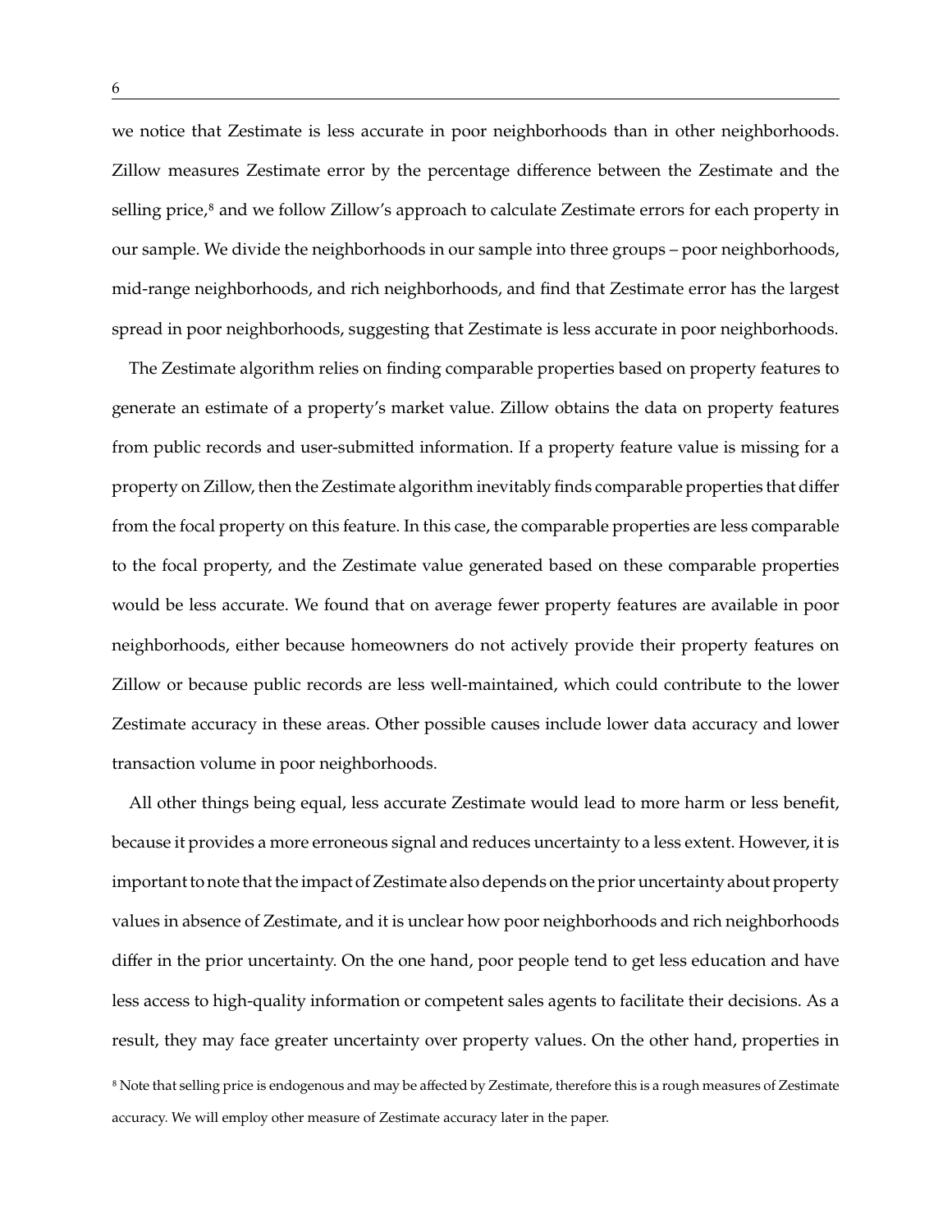we notice that Zestimate is less accurate in poor neighborhoods than in other neighborhoods. Zillow measures Zestimate error by the percentage difference between the Zestimate and the selling price,[8] and we follow Zillow's approach to calculate Zestimate errors for each property in our sample. We divide the neighborhoods in our sample into three groups – poor neighborhoods, mid-range neighborhoods, and rich neighborhoods, and find that Zestimate error has the largest spread in poor neighborhoods, suggesting that Zestimate is less accurate in poor neighborhoods.

The Zestimate algorithm relies on finding comparable properties based on property features to generate an estimate of a property's market value. Zillow obtains the data on property features from public records and user-submitted information. If a property feature value is missing for a property on Zillow, then the Zestimate algorithm inevitably finds comparable properties that differ from the focal property on this feature. In this case, the comparable properties are less comparable to the focal property, and the Zestimate value generated based on these comparable properties would be less accurate. We found that on average fewer property features are available in poor neighborhoods, either because homeowners do not actively provide their property features on Zillow or because public records are less well-maintained, which could contribute to the lower Zestimate accuracy in these areas. Other possible causes include lower data accuracy and lower transaction volume in poor neighborhoods.

All other things being equal, less accurate Zestimate would lead to more harm or less benefit, because it provides a more erroneous signal and reduces uncertainty to a less extent. However, it is important to note that the impact of Zestimate also depends on the prior uncertainty about property values in absence of Zestimate, and it is unclear how poor neighborhoods and rich neighborhoods differ in the prior uncertainty. On the one hand, poor people tend to get less education and have less access to high-quality information or competent sales agents to facilitate their decisions. As a result, they may face greater uncertainty over property values. On the other hand, properties in

[8] Note that selling price is endogenous and may be affected by Zestimate, therefore this is a rough measures of Zestimate accuracy. We will employ other measure of Zestimate accuracy later in the paper.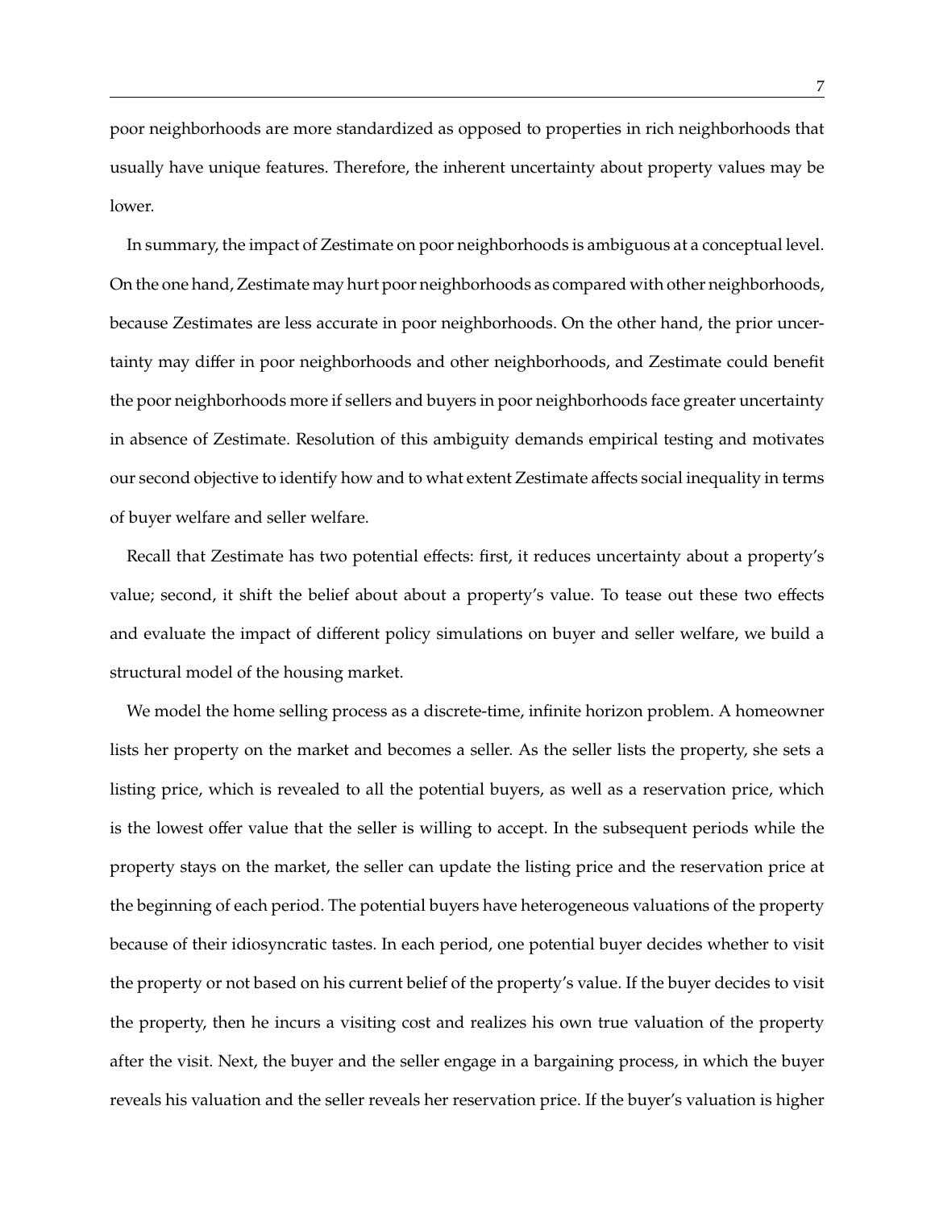poor neighborhoods are more standardized as opposed to properties in rich neighborhoods that usually have unique features. Therefore, the inherent uncertainty about property values may be lower.

In summary, the impact of Zestimate on poor neighborhoods is ambiguous at a conceptual level. On the one hand, Zestimate may hurt poor neighborhoods as compared with other neighborhoods, because Zestimates are less accurate in poor neighborhoods. On the other hand, the prior uncertainty may differ in poor neighborhoods and other neighborhoods, and Zestimate could benefit the poor neighborhoods more if sellers and buyers in poor neighborhoods face greater uncertainty in absence of Zestimate. Resolution of this ambiguity demands empirical testing and motivates our second objective to identify how and to what extent Zestimate affects social inequality in terms of buyer welfare and seller welfare.

Recall that Zestimate has two potential effects: first, it reduces uncertainty about a property's value; second, it shift the belief about about a property's value. To tease out these two effects and evaluate the impact of different policy simulations on buyer and seller welfare, we build a structural model of the housing market.

We model the home selling process as a discrete-time, infinite horizon problem. A homeowner lists her property on the market and becomes a seller. As the seller lists the property, she sets a listing price, which is revealed to all the potential buyers, as well as a reservation price, which is the lowest offer value that the seller is willing to accept. In the subsequent periods while the property stays on the market, the seller can update the listing price and the reservation price at the beginning of each period. The potential buyers have heterogeneous valuations of the property because of their idiosyncratic tastes. In each period, one potential buyer decides whether to visit the property or not based on his current belief of the property's value. If the buyer decides to visit the property, then he incurs a visiting cost and realizes his own true valuation of the property after the visit. Next, the buyer and the seller engage in a bargaining process, in which the buyer reveals his valuation and the seller reveals her reservation price. If the buyer's valuation is higher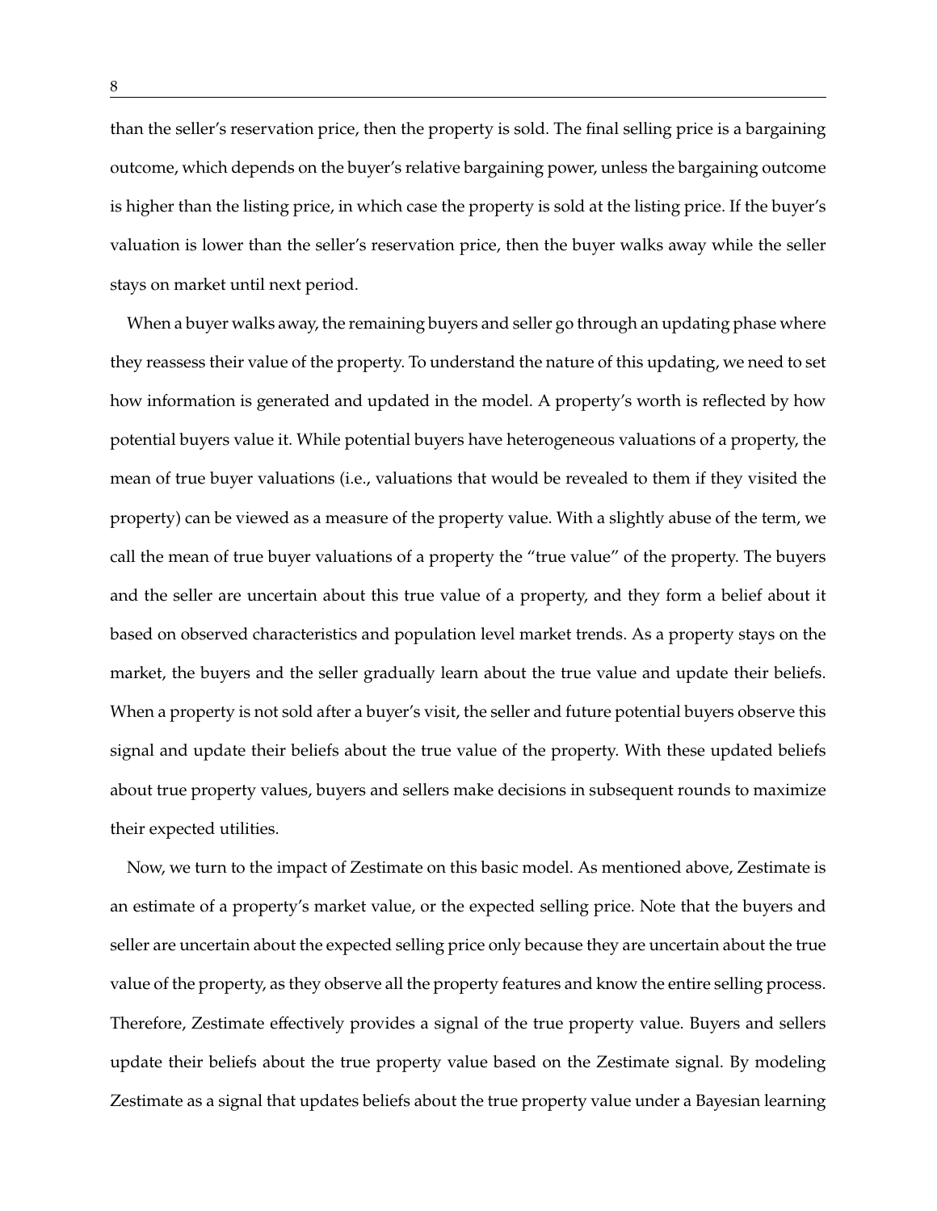than the seller's reservation price, then the property is sold. The final selling price is a bargaining outcome, which depends on the buyer's relative bargaining power, unless the bargaining outcome is higher than the listing price, in which case the property is sold at the listing price. If the buyer's valuation is lower than the seller's reservation price, then the buyer walks away while the seller stays on market until next period.

When a buyer walks away, the remaining buyers and seller go through an updating phase where they reassess their value of the property. To understand the nature of this updating, we need to set how information is generated and updated in the model. A property's worth is reflected by how potential buyers value it. While potential buyers have heterogeneous valuations of a property, the mean of true buyer valuations (i.e., valuations that would be revealed to them if they visited the property) can be viewed as a measure of the property value. With a slightly abuse of the term, we call the mean of true buyer valuations of a property the "true value" of the property. The buyers and the seller are uncertain about this true value of a property, and they form a belief about it based on observed characteristics and population level market trends. As a property stays on the market, the buyers and the seller gradually learn about the true value and update their beliefs. When a property is not sold after a buyer's visit, the seller and future potential buyers observe this signal and update their beliefs about the true value of the property. With these updated beliefs about true property values, buyers and sellers make decisions in subsequent rounds to maximize their expected utilities.

Now, we turn to the impact of Zestimate on this basic model. As mentioned above, Zestimate is an estimate of a property's market value, or the expected selling price. Note that the buyers and seller are uncertain about the expected selling price only because they are uncertain about the true value of the property, as they observe all the property features and know the entire selling process. Therefore, Zestimate effectively provides a signal of the true property value. Buyers and sellers update their beliefs about the true property value based on the Zestimate signal. By modeling Zestimate as a signal that updates beliefs about the true property value under a Bayesian learning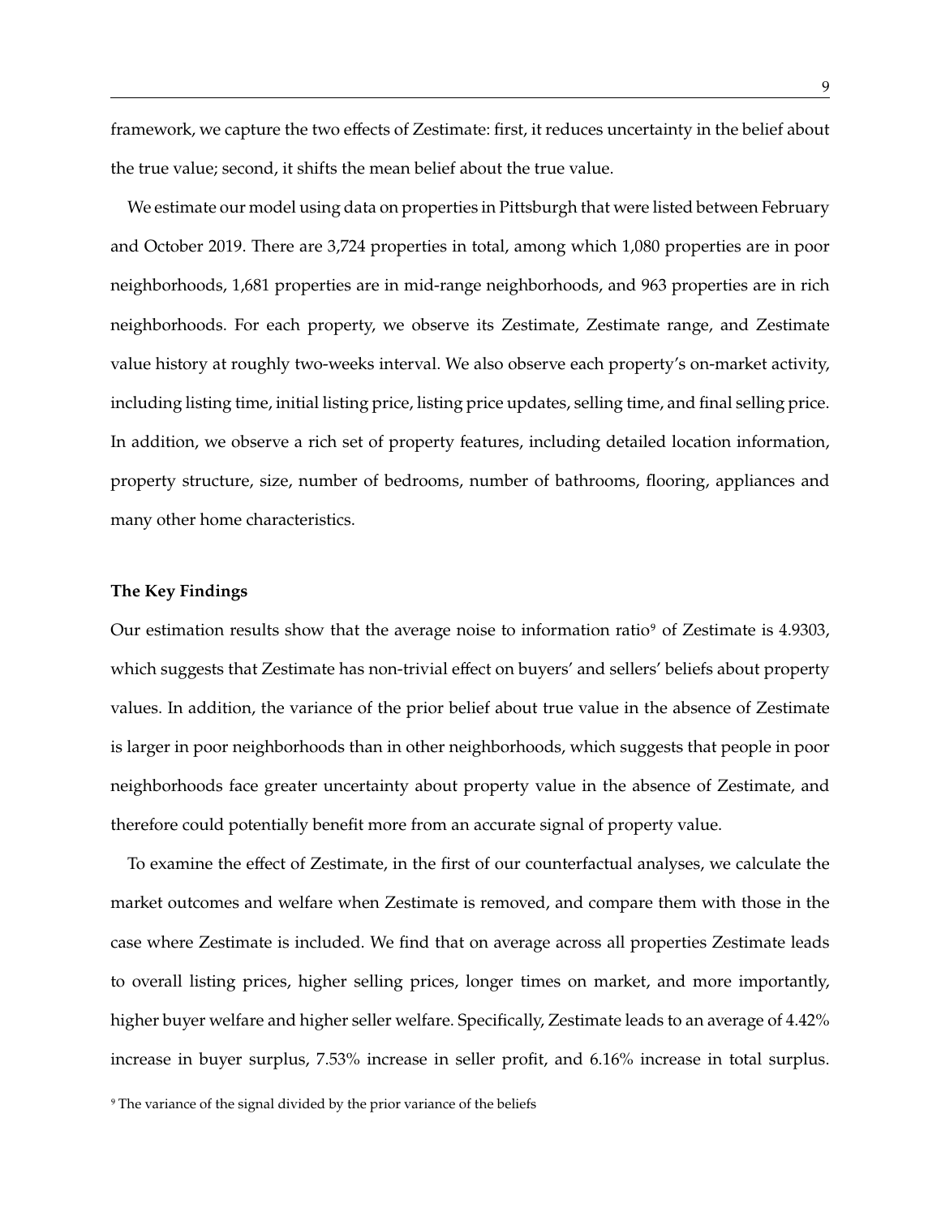framework, we capture the two effects of Zestimate: first, it reduces uncertainty in the belief about the true value; second, it shifts the mean belief about the true value.

We estimate our model using data on properties in Pittsburgh that were listed between February and October 2019. There are 3,724 properties in total, among which 1,080 properties are in poor neighborhoods, 1,681 properties are in mid-range neighborhoods, and 963 properties are in rich neighborhoods. For each property, we observe its Zestimate, Zestimate range, and Zestimate value history at roughly two-weeks interval. We also observe each property's on-market activity, including listing time, initial listing price, listing price updates, selling time, and final selling price. In addition, we observe a rich set of property features, including detailed location information, property structure, size, number of bedrooms, number of bathrooms, flooring, appliances and many other home characteristics.

**The Key Findings**

Our estimation results show that the average noise to information ratio[9] of Zestimate is 4.9303, which suggests that Zestimate has non-trivial effect on buyers' and sellers' beliefs about property values. In addition, the variance of the prior belief about true value in the absence of Zestimate is larger in poor neighborhoods than in other neighborhoods, which suggests that people in poor neighborhoods face greater uncertainty about property value in the absence of Zestimate, and therefore could potentially benefit more from an accurate signal of property value.

To examine the effect of Zestimate, in the first of our counterfactual analyses, we calculate the market outcomes and welfare when Zestimate is removed, and compare them with those in the case where Zestimate is included. We find that on average across all properties Zestimate leads to overall listing prices, higher selling prices, longer times on market, and more importantly, higher buyer welfare and higher seller welfare. Specifically, Zestimate leads to an average of 4.42% increase in buyer surplus, 7.53% increase in seller profit, and 6.16% increase in total surplus.

[9] The variance of the signal divided by the prior variance of the beliefs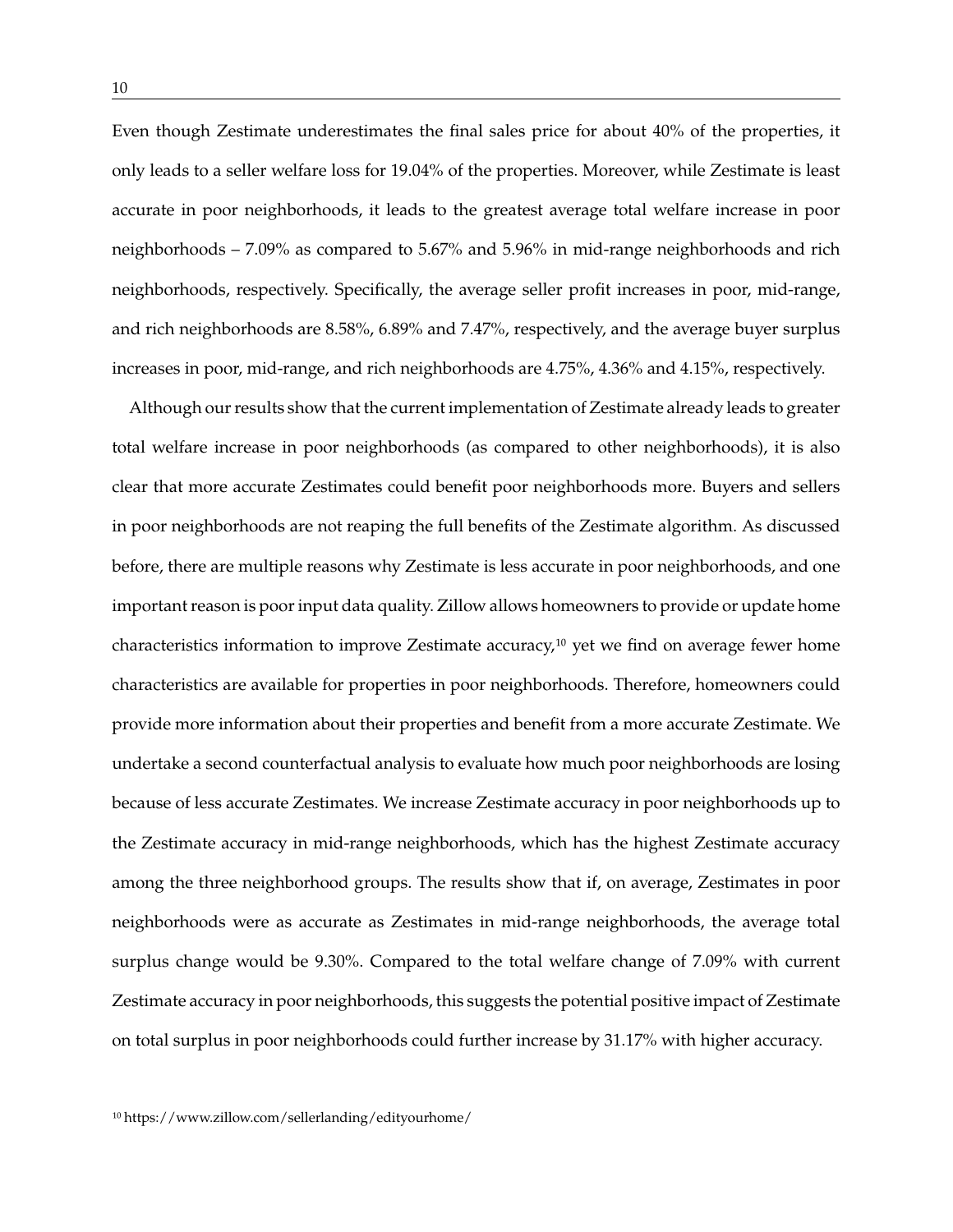Even though Zestimate underestimates the final sales price for about 40% of the properties, it only leads to a seller welfare loss for 19.04% of the properties. Moreover, while Zestimate is least accurate in poor neighborhoods, it leads to the greatest average total welfare increase in poor neighborhoods – 7.09% as compared to 5.67% and 5.96% in mid-range neighborhoods and rich neighborhoods, respectively. Specifically, the average seller profit increases in poor, mid-range, and rich neighborhoods are 8.58%, 6.89% and 7.47%, respectively, and the average buyer surplus increases in poor, mid-range, and rich neighborhoods are 4.75%, 4.36% and 4.15%, respectively.

Although our results show that the current implementation of Zestimate already leads to greater total welfare increase in poor neighborhoods (as compared to other neighborhoods), it is also clear that more accurate Zestimates could benefit poor neighborhoods more. Buyers and sellers in poor neighborhoods are not reaping the full benefits of the Zestimate algorithm. As discussed before, there are multiple reasons why Zestimate is less accurate in poor neighborhoods, and one important reason is poor input data quality. Zillow allows homeowners to provide or update home characteristics information to improve Zestimate accuracy,[10] yet we find on average fewer home characteristics are available for properties in poor neighborhoods. Therefore, homeowners could provide more information about their properties and benefit from a more accurate Zestimate. We undertake a second counterfactual analysis to evaluate how much poor neighborhoods are losing because of less accurate Zestimates. We increase Zestimate accuracy in poor neighborhoods up to the Zestimate accuracy in mid-range neighborhoods, which has the highest Zestimate accuracy among the three neighborhood groups. The results show that if, on average, Zestimates in poor neighborhoods were as accurate as Zestimates in mid-range neighborhoods, the average total surplus change would be 9.30%. Compared to the total welfare change of 7.09% with current Zestimate accuracy in poor neighborhoods, this suggests the potential positive impact of Zestimate on total surplus in poor neighborhoods could further increase by 31.17% with higher accuracy.

[10] https://www.zillow.com/sellerlanding/edityourhome/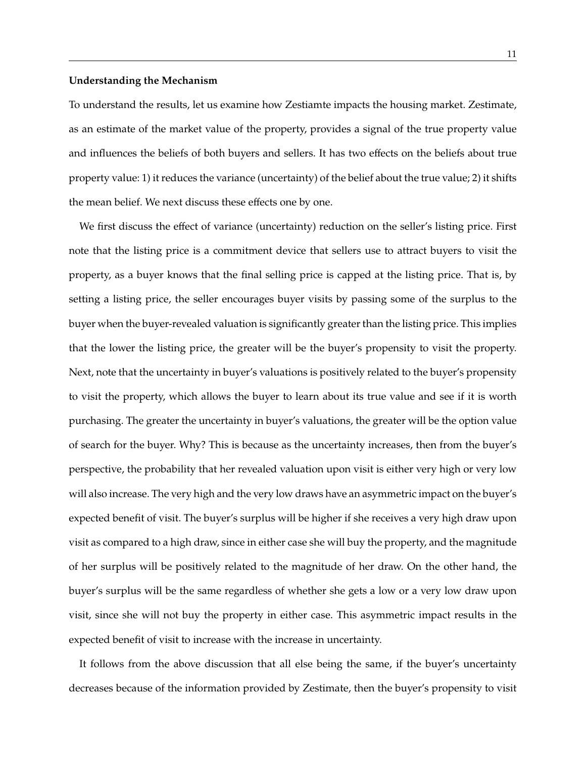**Understanding the Mechanism**

To understand the results, let us examine how Zestiamte impacts the housing market. Zestimate, as an estimate of the market value of the property, provides a signal of the true property value and influences the beliefs of both buyers and sellers. It has two effects on the beliefs about true property value: 1) it reduces the variance (uncertainty) of the belief about the true value; 2) it shifts the mean belief. We next discuss these effects one by one.

We first discuss the effect of variance (uncertainty) reduction on the seller's listing price. First note that the listing price is a commitment device that sellers use to attract buyers to visit the property, as a buyer knows that the final selling price is capped at the listing price. That is, by setting a listing price, the seller encourages buyer visits by passing some of the surplus to the buyer when the buyer-revealed valuation is significantly greater than the listing price. This implies that the lower the listing price, the greater will be the buyer's propensity to visit the property. Next, note that the uncertainty in buyer's valuations is positively related to the buyer's propensity to visit the property, which allows the buyer to learn about its true value and see if it is worth purchasing. The greater the uncertainty in buyer's valuations, the greater will be the option value of search for the buyer. Why? This is because as the uncertainty increases, then from the buyer's perspective, the probability that her revealed valuation upon visit is either very high or very low will also increase. The very high and the very low draws have an asymmetric impact on the buyer's expected benefit of visit. The buyer's surplus will be higher if she receives a very high draw upon visit as compared to a high draw, since in either case she will buy the property, and the magnitude of her surplus will be positively related to the magnitude of her draw. On the other hand, the buyer's surplus will be the same regardless of whether she gets a low or a very low draw upon visit, since she will not buy the property in either case. This asymmetric impact results in the expected benefit of visit to increase with the increase in uncertainty.

It follows from the above discussion that all else being the same, if the buyer's uncertainty decreases because of the information provided by Zestimate, then the buyer's propensity to visit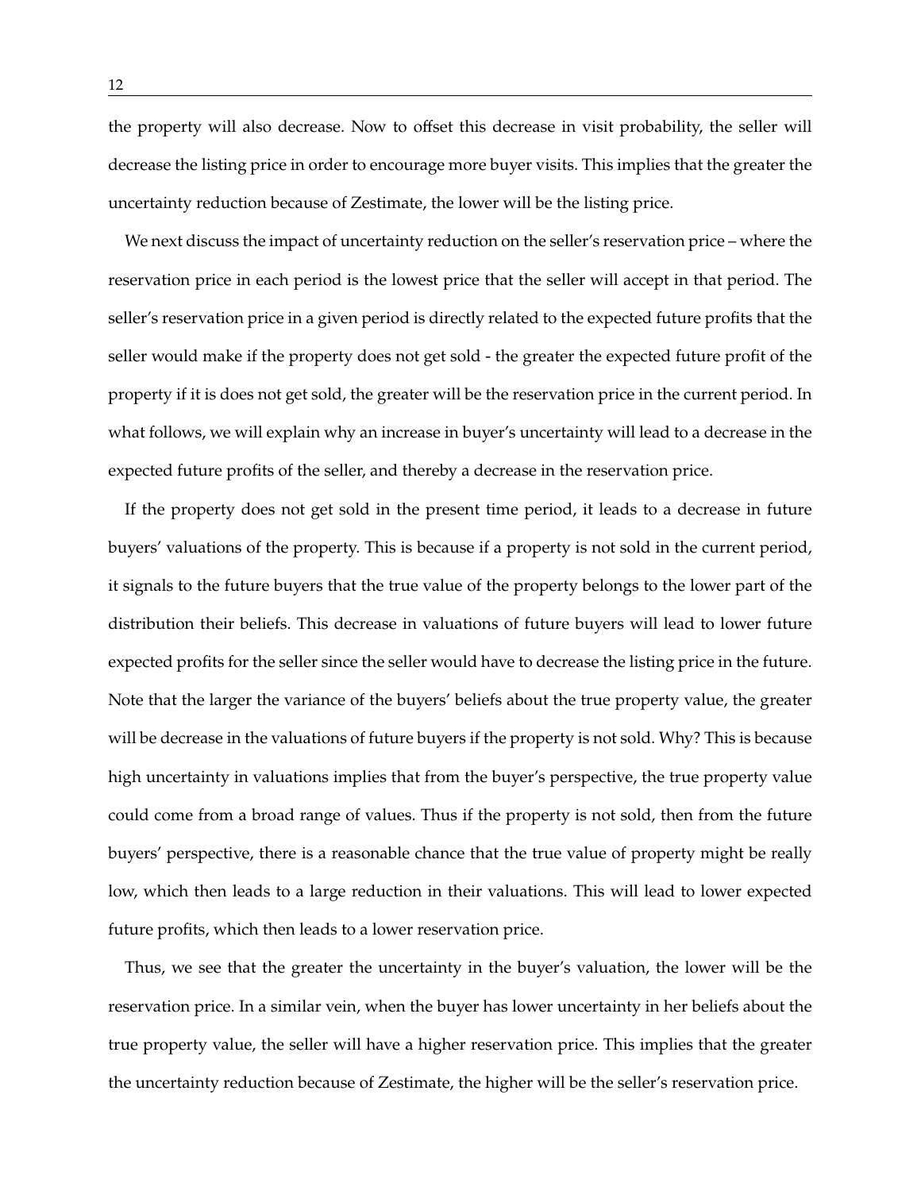the property will also decrease. Now to offset this decrease in visit probability, the seller will decrease the listing price in order to encourage more buyer visits. This implies that the greater the uncertainty reduction because of Zestimate, the lower will be the listing price.

We next discuss the impact of uncertainty reduction on the seller's reservation price – where the reservation price in each period is the lowest price that the seller will accept in that period. The seller's reservation price in a given period is directly related to the expected future profits that the seller would make if the property does not get sold - the greater the expected future profit of the property if it is does not get sold, the greater will be the reservation price in the current period. In what follows, we will explain why an increase in buyer's uncertainty will lead to a decrease in the expected future profits of the seller, and thereby a decrease in the reservation price.

If the property does not get sold in the present time period, it leads to a decrease in future buyers' valuations of the property. This is because if a property is not sold in the current period, it signals to the future buyers that the true value of the property belongs to the lower part of the distribution their beliefs. This decrease in valuations of future buyers will lead to lower future expected profits for the seller since the seller would have to decrease the listing price in the future. Note that the larger the variance of the buyers' beliefs about the true property value, the greater will be decrease in the valuations of future buyers if the property is not sold. Why? This is because high uncertainty in valuations implies that from the buyer's perspective, the true property value could come from a broad range of values. Thus if the property is not sold, then from the future buyers' perspective, there is a reasonable chance that the true value of property might be really low, which then leads to a large reduction in their valuations. This will lead to lower expected future profits, which then leads to a lower reservation price.

Thus, we see that the greater the uncertainty in the buyer's valuation, the lower will be the reservation price. In a similar vein, when the buyer has lower uncertainty in her beliefs about the true property value, the seller will have a higher reservation price. This implies that the greater the uncertainty reduction because of Zestimate, the higher will be the seller's reservation price.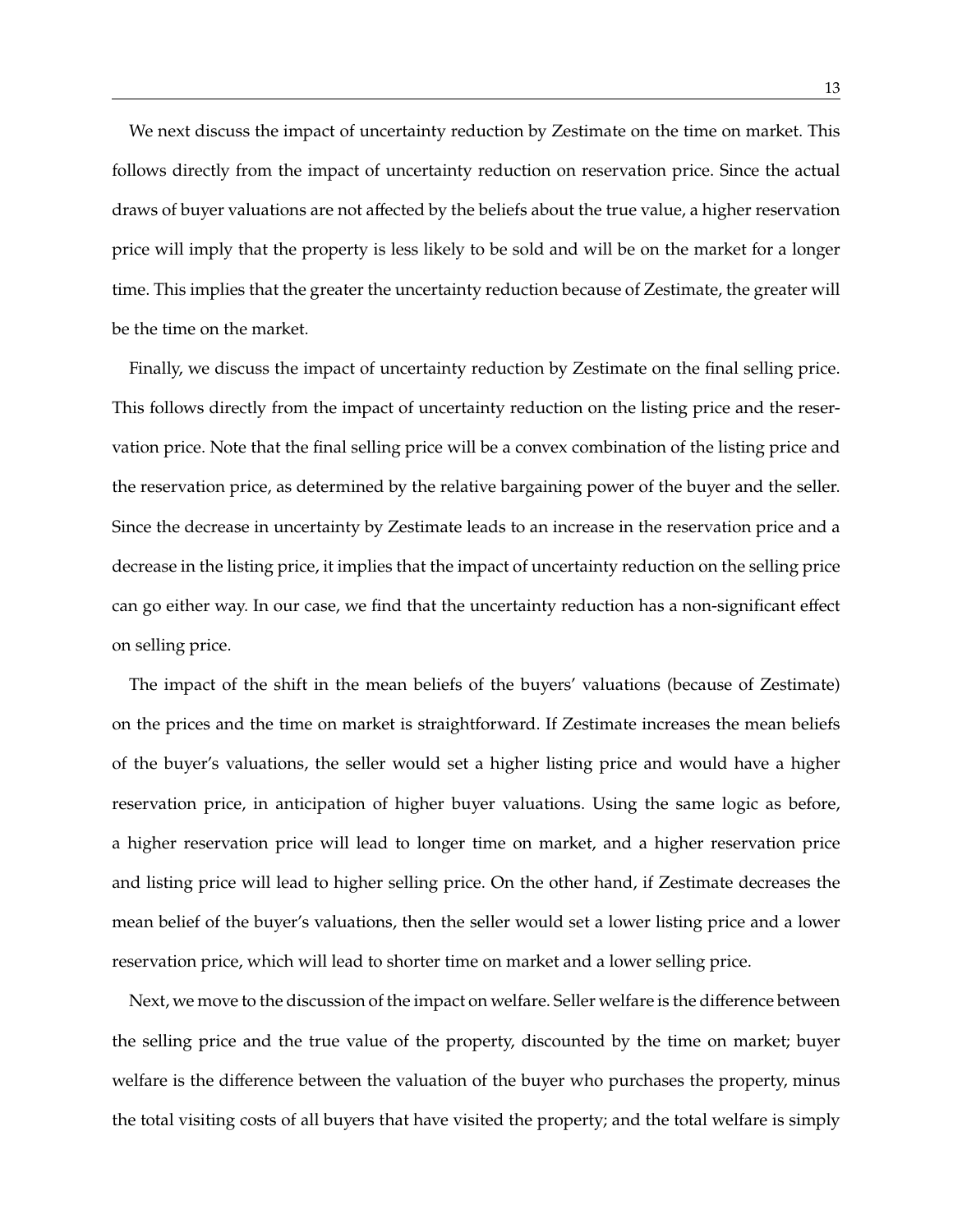We next discuss the impact of uncertainty reduction by Zestimate on the time on market. This follows directly from the impact of uncertainty reduction on reservation price. Since the actual draws of buyer valuations are not affected by the beliefs about the true value, a higher reservation price will imply that the property is less likely to be sold and will be on the market for a longer time. This implies that the greater the uncertainty reduction because of Zestimate, the greater will be the time on the market.

Finally, we discuss the impact of uncertainty reduction by Zestimate on the final selling price. This follows directly from the impact of uncertainty reduction on the listing price and the reservation price. Note that the final selling price will be a convex combination of the listing price and the reservation price, as determined by the relative bargaining power of the buyer and the seller. Since the decrease in uncertainty by Zestimate leads to an increase in the reservation price and a decrease in the listing price, it implies that the impact of uncertainty reduction on the selling price can go either way. In our case, we find that the uncertainty reduction has a non-significant effect on selling price.

The impact of the shift in the mean beliefs of the buyers' valuations (because of Zestimate) on the prices and the time on market is straightforward. If Zestimate increases the mean beliefs of the buyer's valuations, the seller would set a higher listing price and would have a higher reservation price, in anticipation of higher buyer valuations. Using the same logic as before, a higher reservation price will lead to longer time on market, and a higher reservation price and listing price will lead to higher selling price. On the other hand, if Zestimate decreases the mean belief of the buyer's valuations, then the seller would set a lower listing price and a lower reservation price, which will lead to shorter time on market and a lower selling price.

Next, we move to the discussion of the impact on welfare. Seller welfare is the difference between the selling price and the true value of the property, discounted by the time on market; buyer welfare is the difference between the valuation of the buyer who purchases the property, minus the total visiting costs of all buyers that have visited the property; and the total welfare is simply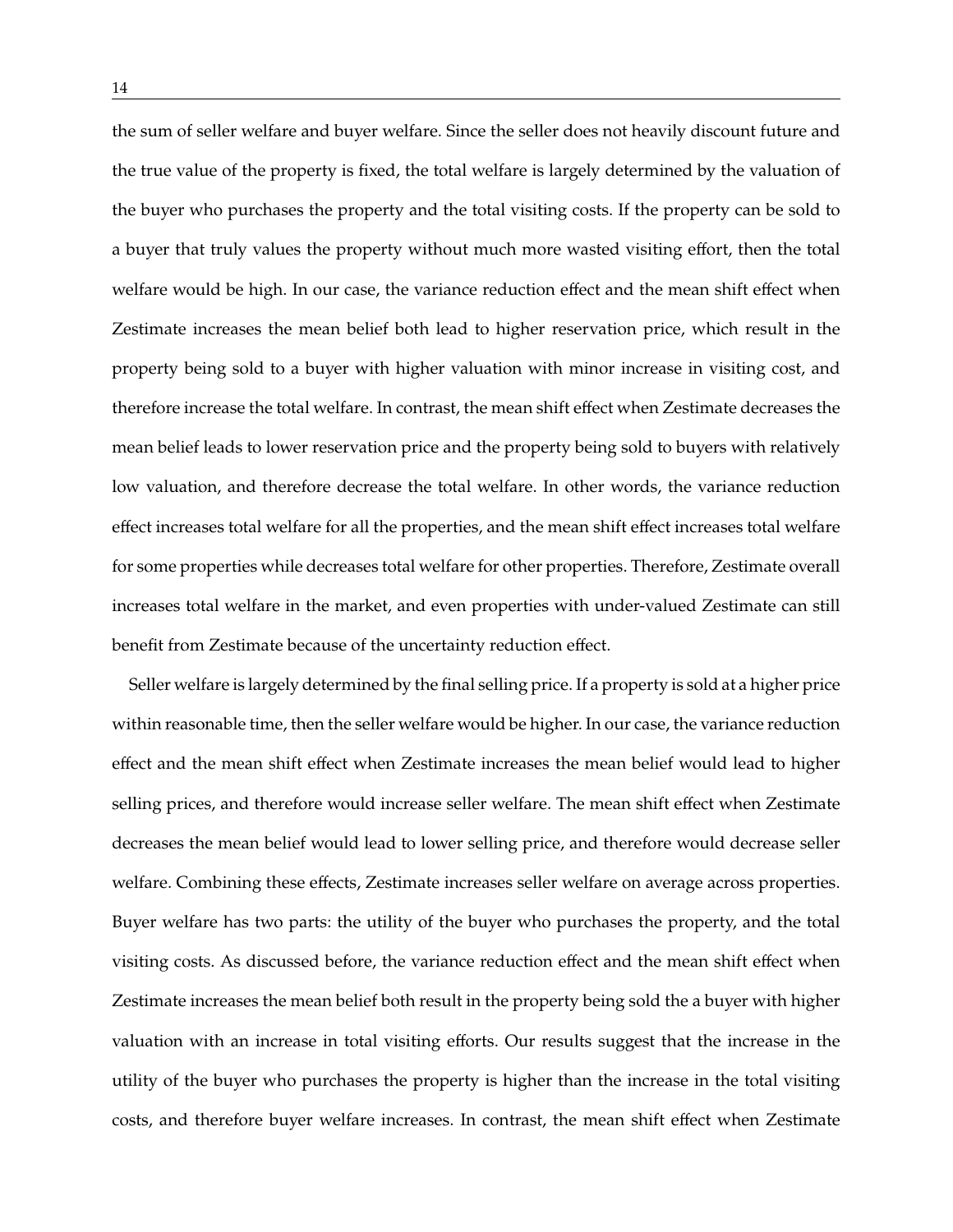the sum of seller welfare and buyer welfare. Since the seller does not heavily discount future and the true value of the property is fixed, the total welfare is largely determined by the valuation of the buyer who purchases the property and the total visiting costs. If the property can be sold to a buyer that truly values the property without much more wasted visiting effort, then the total welfare would be high. In our case, the variance reduction effect and the mean shift effect when Zestimate increases the mean belief both lead to higher reservation price, which result in the property being sold to a buyer with higher valuation with minor increase in visiting cost, and therefore increase the total welfare. In contrast, the mean shift effect when Zestimate decreases the mean belief leads to lower reservation price and the property being sold to buyers with relatively low valuation, and therefore decrease the total welfare. In other words, the variance reduction effect increases total welfare for all the properties, and the mean shift effect increases total welfare for some properties while decreases total welfare for other properties. Therefore, Zestimate overall increases total welfare in the market, and even properties with under-valued Zestimate can still benefit from Zestimate because of the uncertainty reduction effect.

Seller welfare is largely determined by the final selling price. If a property is sold at a higher price within reasonable time, then the seller welfare would be higher. In our case, the variance reduction effect and the mean shift effect when Zestimate increases the mean belief would lead to higher selling prices, and therefore would increase seller welfare. The mean shift effect when Zestimate decreases the mean belief would lead to lower selling price, and therefore would decrease seller welfare. Combining these effects, Zestimate increases seller welfare on average across properties. Buyer welfare has two parts: the utility of the buyer who purchases the property, and the total visiting costs. As discussed before, the variance reduction effect and the mean shift effect when Zestimate increases the mean belief both result in the property being sold the a buyer with higher valuation with an increase in total visiting efforts. Our results suggest that the increase in the utility of the buyer who purchases the property is higher than the increase in the total visiting costs, and therefore buyer welfare increases. In contrast, the mean shift effect when Zestimate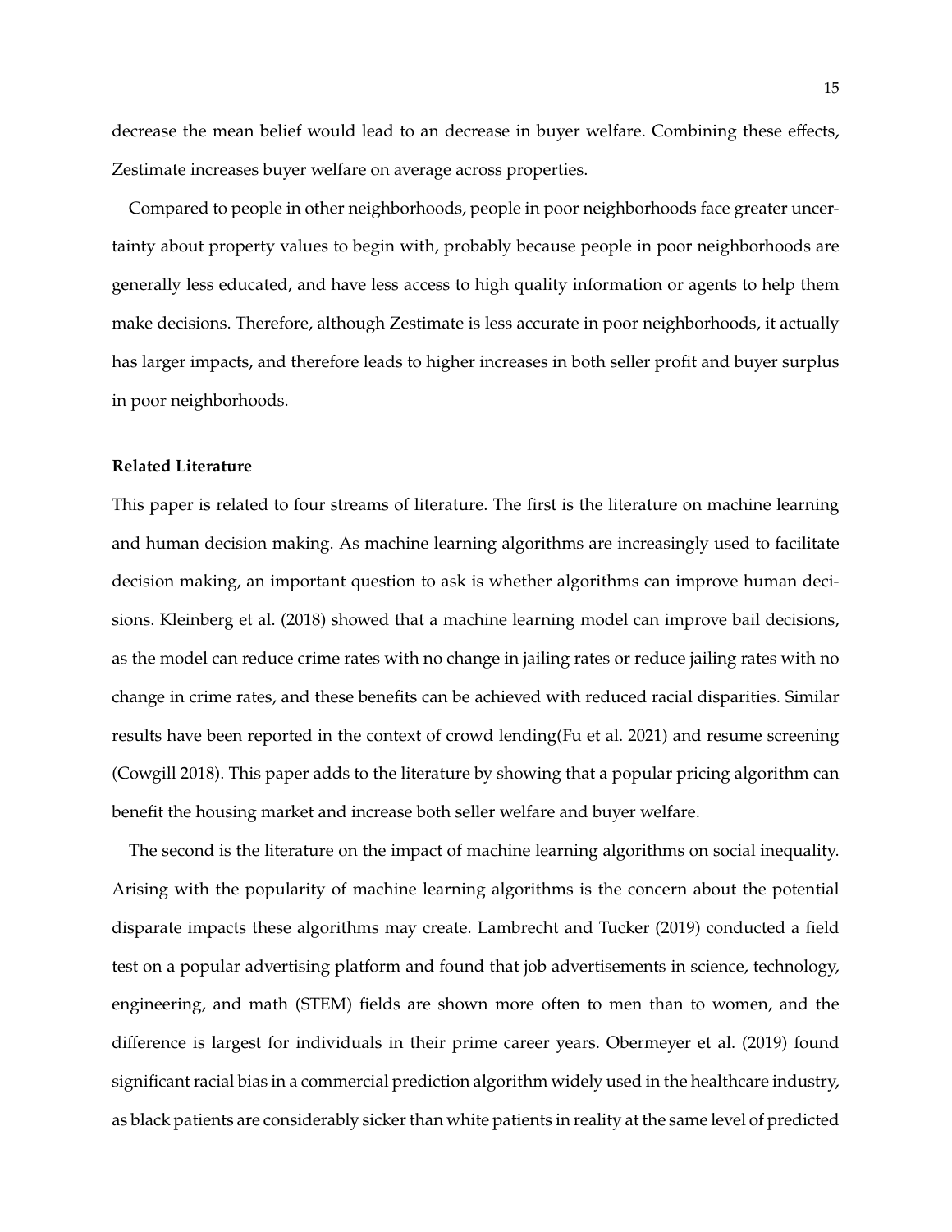decrease the mean belief would lead to an decrease in buyer welfare. Combining these effects, Zestimate increases buyer welfare on average across properties.

Compared to people in other neighborhoods, people in poor neighborhoods face greater uncertainty about property values to begin with, probably because people in poor neighborhoods are generally less educated, and have less access to high quality information or agents to help them make decisions. Therefore, although Zestimate is less accurate in poor neighborhoods, it actually has larger impacts, and therefore leads to higher increases in both seller profit and buyer surplus in poor neighborhoods.

**Related Literature**

This paper is related to four streams of literature. The first is the literature on machine learning and human decision making. As machine learning algorithms are increasingly used to facilitate decision making, an important question to ask is whether algorithms can improve human decisions. Kleinberg et al. (2018) showed that a machine learning model can improve bail decisions, as the model can reduce crime rates with no change in jailing rates or reduce jailing rates with no change in crime rates, and these benefits can be achieved with reduced racial disparities. Similar results have been reported in the context of crowd lending(Fu et al. 2021) and resume screening (Cowgill 2018). This paper adds to the literature by showing that a popular pricing algorithm can benefit the housing market and increase both seller welfare and buyer welfare.

The second is the literature on the impact of machine learning algorithms on social inequality. Arising with the popularity of machine learning algorithms is the concern about the potential disparate impacts these algorithms may create. Lambrecht and Tucker (2019) conducted a field test on a popular advertising platform and found that job advertisements in science, technology, engineering, and math (STEM) fields are shown more often to men than to women, and the difference is largest for individuals in their prime career years. Obermeyer et al. (2019) found significant racial bias in a commercial prediction algorithm widely used in the healthcare industry, as black patients are considerably sicker than white patients in reality at the same level of predicted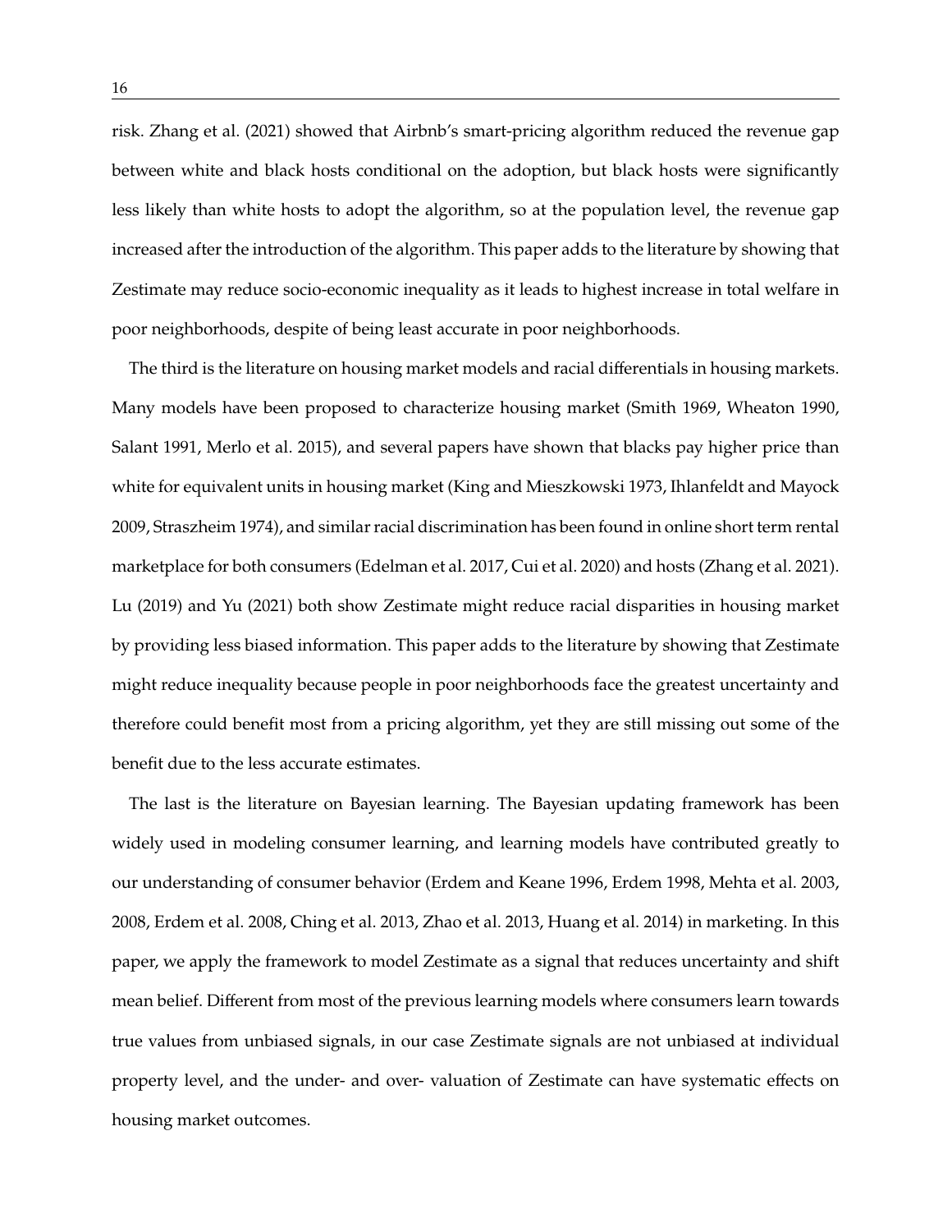risk. Zhang et al. (2021) showed that Airbnb's smart-pricing algorithm reduced the revenue gap between white and black hosts conditional on the adoption, but black hosts were significantly less likely than white hosts to adopt the algorithm, so at the population level, the revenue gap increased after the introduction of the algorithm. This paper adds to the literature by showing that Zestimate may reduce socio-economic inequality as it leads to highest increase in total welfare in poor neighborhoods, despite of being least accurate in poor neighborhoods.

The third is the literature on housing market models and racial differentials in housing markets. Many models have been proposed to characterize housing market (Smith 1969, Wheaton 1990, Salant 1991, Merlo et al. 2015), and several papers have shown that blacks pay higher price than white for equivalent units in housing market (King and Mieszkowski 1973, Ihlanfeldt and Mayock 2009, Straszheim 1974), and similar racial discrimination has been found in online short term rental marketplace for both consumers (Edelman et al. 2017, Cui et al. 2020) and hosts (Zhang et al. 2021). Lu (2019) and Yu (2021) both show Zestimate might reduce racial disparities in housing market by providing less biased information. This paper adds to the literature by showing that Zestimate might reduce inequality because people in poor neighborhoods face the greatest uncertainty and therefore could benefit most from a pricing algorithm, yet they are still missing out some of the benefit due to the less accurate estimates.

The last is the literature on Bayesian learning. The Bayesian updating framework has been widely used in modeling consumer learning, and learning models have contributed greatly to our understanding of consumer behavior (Erdem and Keane 1996, Erdem 1998, Mehta et al. 2003, 2008, Erdem et al. 2008, Ching et al. 2013, Zhao et al. 2013, Huang et al. 2014) in marketing. In this paper, we apply the framework to model Zestimate as a signal that reduces uncertainty and shift mean belief. Different from most of the previous learning models where consumers learn towards true values from unbiased signals, in our case Zestimate signals are not unbiased at individual property level, and the under- and over- valuation of Zestimate can have systematic effects on housing market outcomes.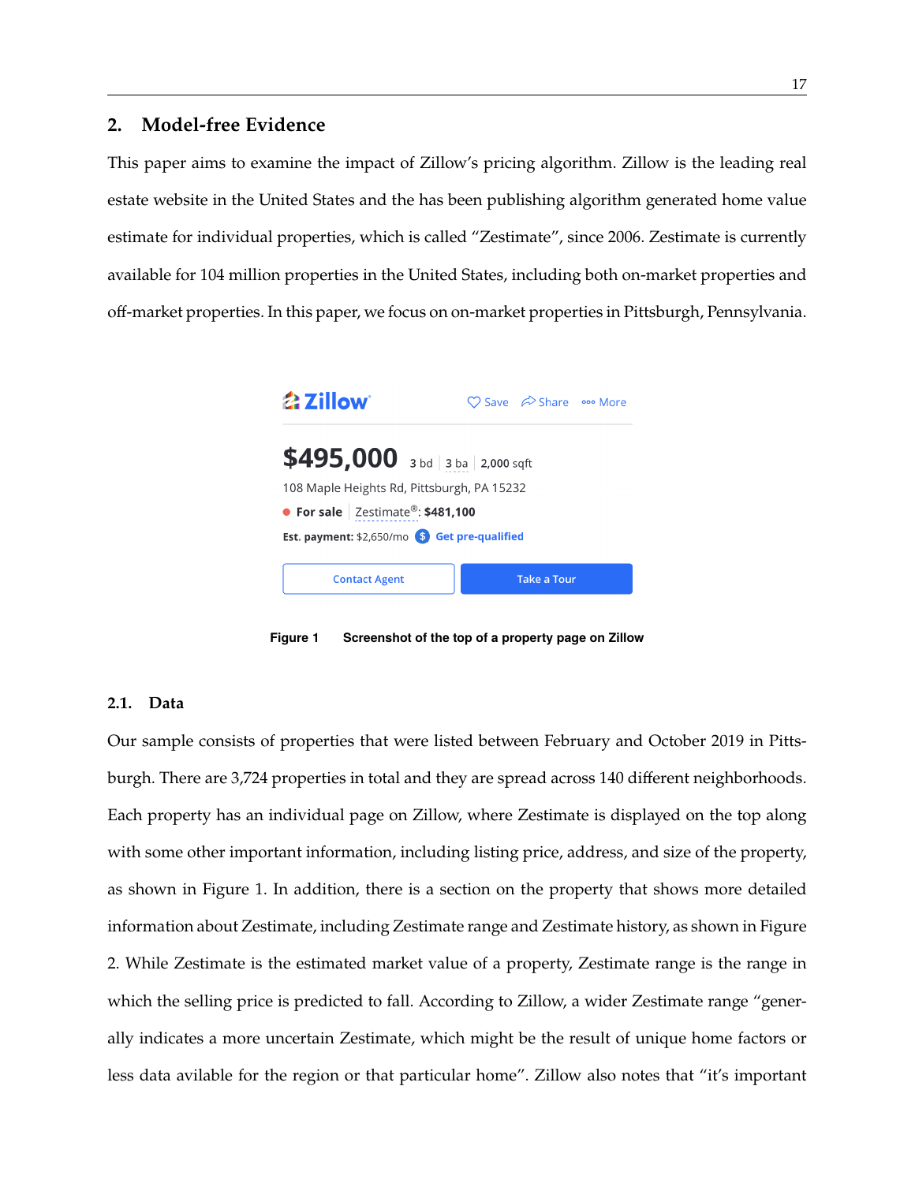## 2. Model-free Evidence

This paper aims to examine the impact of Zillow's pricing algorithm. Zillow is the leading real estate website in the United States and the has been publishing algorithm generated home value estimate for individual properties, which is called "Zestimate", since 2006. Zestimate is currently available for 104 million properties in the United States, including both on-market properties and off-market properties. In this paper, we focus on on-market properties in Pittsburgh, Pennsylvania.

Zillow | Save | Share | More

**$495,000** 3 bd | 3 ba | 2,000 sqft

108 Maple Heights Rd, Pittsburgh, PA 15232

● **For sale** | Zestimate®: **$481,100**

**Est. payment:** $2,650/mo | Get pre-qualified

Contact Agent | Take a Tour

**Figure 1** Screenshot of the top of a property page on Zillow

### 2.1. Data

Our sample consists of properties that were listed between February and October 2019 in Pittsburgh. There are 3,724 properties in total and they are spread across 140 different neighborhoods. Each property has an individual page on Zillow, where Zestimate is displayed on the top along with some other important information, including listing price, address, and size of the property, as shown in Figure 1. In addition, there is a section on the property that shows more detailed information about Zestimate, including Zestimate range and Zestimate history, as shown in Figure 2. While Zestimate is the estimated market value of a property, Zestimate range is the range in which the selling price is predicted to fall. According to Zillow, a wider Zestimate range "generally indicates a more uncertain Zestimate, which might be the result of unique home factors or less data avilable for the region or that particular home". Zillow also notes that "it's important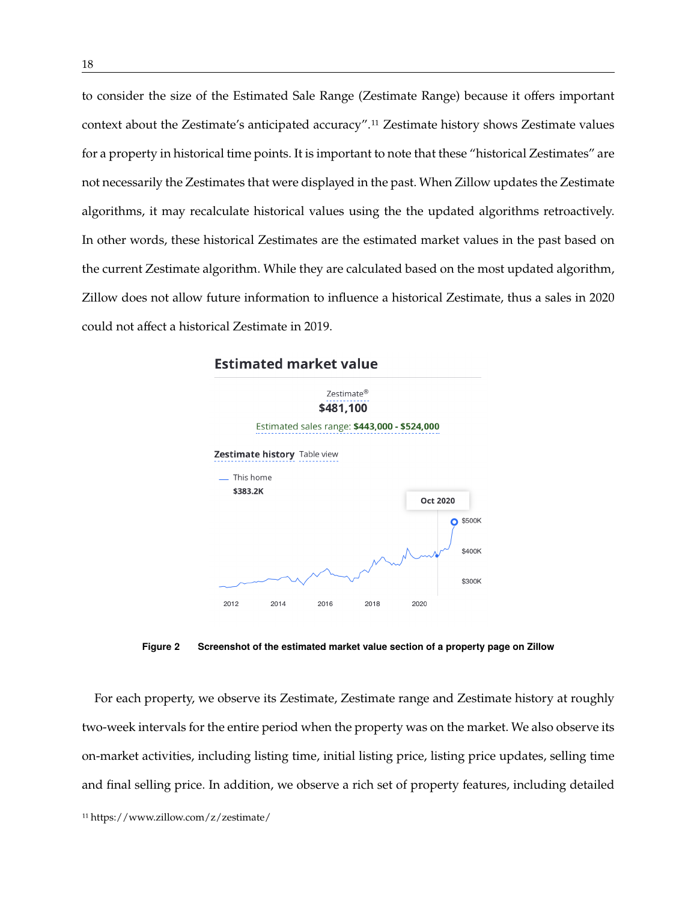to consider the size of the Estimated Sale Range (Zestimate Range) because it offers important context about the Zestimate's anticipated accuracy".[11] Zestimate history shows Zestimate values for a property in historical time points. It is important to note that these "historical Zestimates" are not necessarily the Zestimates that were displayed in the past. When Zillow updates the Zestimate algorithms, it may recalculate historical values using the the updated algorithms retroactively. In other words, these historical Zestimates are the estimated market values in the past based on the current Zestimate algorithm. While they are calculated based on the most updated algorithm, Zillow does not allow future information to influence a historical Zestimate, thus a sales in 2020 could not affect a historical Zestimate in 2019.

**Figure 2** **Screenshot of the estimated market value section of a property page on Zillow**

For each property, we observe its Zestimate, Zestimate range and Zestimate history at roughly two-week intervals for the entire period when the property was on the market. We also observe its on-market activities, including listing time, initial listing price, listing price updates, selling time and final selling price. In addition, we observe a rich set of property features, including detailed

[11] https://www.zillow.com/z/zestimate/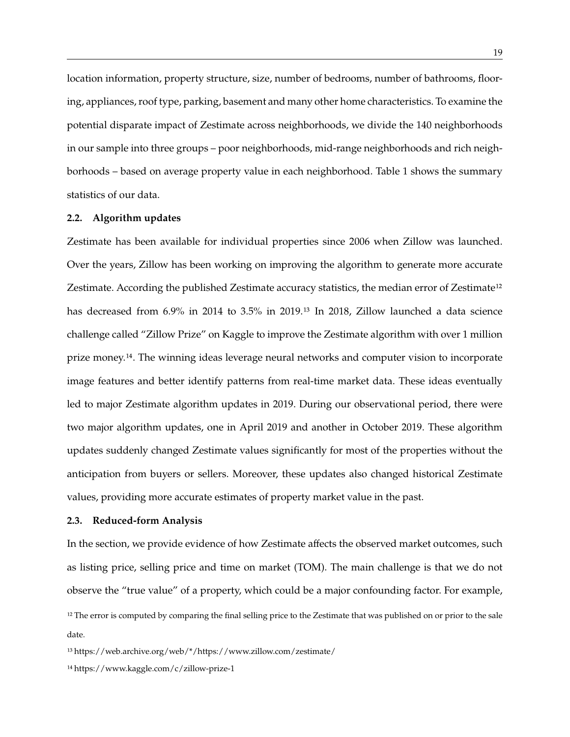location information, property structure, size, number of bedrooms, number of bathrooms, flooring, appliances, roof type, parking, basement and many other home characteristics. To examine the potential disparate impact of Zestimate across neighborhoods, we divide the 140 neighborhoods in our sample into three groups – poor neighborhoods, mid-range neighborhoods and rich neighborhoods – based on average property value in each neighborhood. Table 1 shows the summary statistics of our data.

### 2.2. Algorithm updates

Zestimate has been available for individual properties since 2006 when Zillow was launched. Over the years, Zillow has been working on improving the algorithm to generate more accurate Zestimate. According the published Zestimate accuracy statistics, the median error of Zestimate[12] has decreased from 6.9% in 2014 to 3.5% in 2019.[13] In 2018, Zillow launched a data science challenge called "Zillow Prize" on Kaggle to improve the Zestimate algorithm with over 1 million prize money.[14]. The winning ideas leverage neural networks and computer vision to incorporate image features and better identify patterns from real-time market data. These ideas eventually led to major Zestimate algorithm updates in 2019. During our observational period, there were two major algorithm updates, one in April 2019 and another in October 2019. These algorithm updates suddenly changed Zestimate values significantly for most of the properties without the anticipation from buyers or sellers. Moreover, these updates also changed historical Zestimate values, providing more accurate estimates of property market value in the past.

### 2.3. Reduced-form Analysis

In the section, we provide evidence of how Zestimate affects the observed market outcomes, such as listing price, selling price and time on market (TOM). The main challenge is that we do not observe the "true value" of a property, which could be a major confounding factor. For example,

[12] The error is computed by comparing the final selling price to the Zestimate that was published on or prior to the sale date.

[13] https://web.archive.org/web/*/https://www.zillow.com/zestimate/

[14] https://www.kaggle.com/c/zillow-prize-1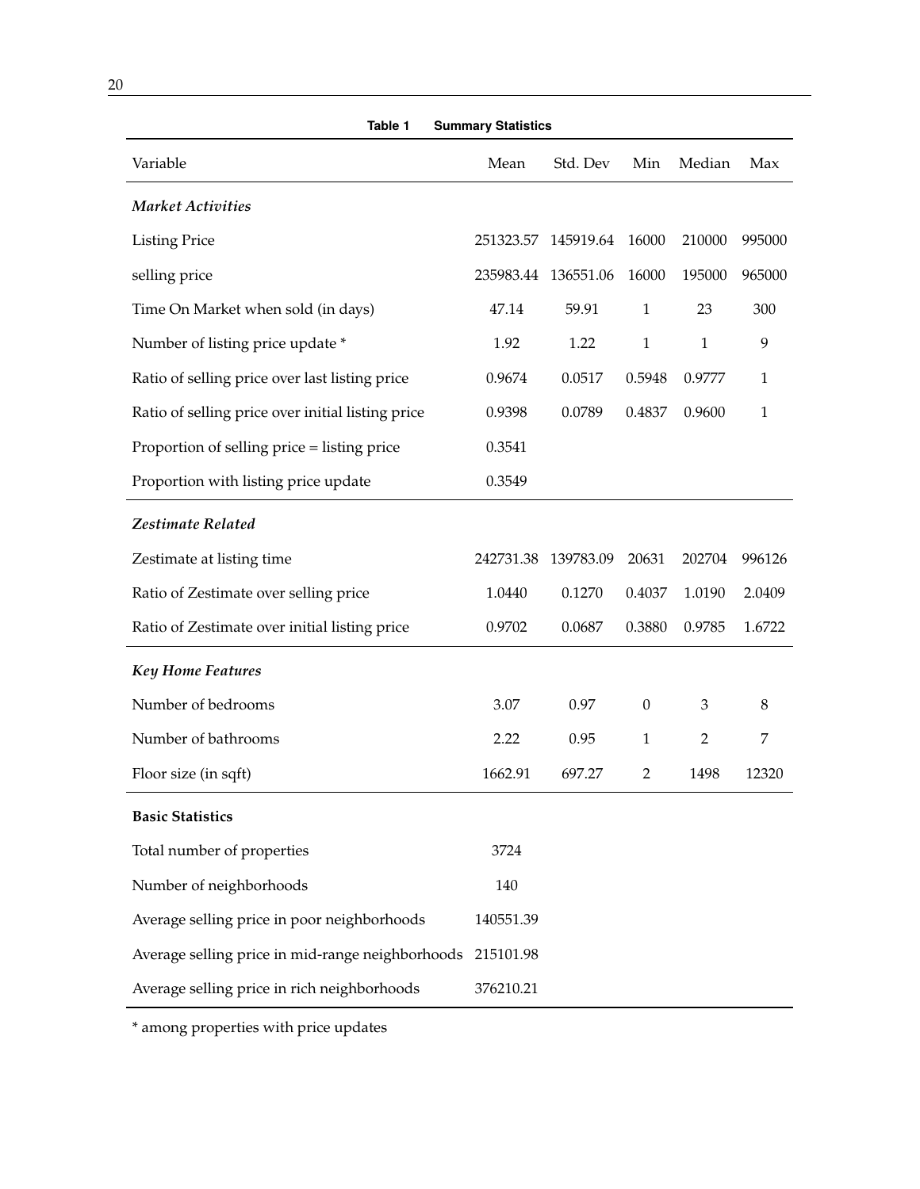**Table 1 Summary Statistics**

| Variable | Mean | Std. Dev | Min | Median | Max |
|---|---|---|---|---|---|
| ***Market Activities*** | | | | | |
| Listing Price | 251323.57 | 145919.64 | 16000 | 210000 | 995000 |
| selling price | 235983.44 | 136551.06 | 16000 | 195000 | 965000 |
| Time On Market when sold (in days) | 47.14 | 59.91 | 1 | 23 | 300 |
| Number of listing price update * | 1.92 | 1.22 | 1 | 1 | 9 |
| Ratio of selling price over last listing price | 0.9674 | 0.0517 | 0.5948 | 0.9777 | 1 |
| Ratio of selling price over initial listing price | 0.9398 | 0.0789 | 0.4837 | 0.9600 | 1 |
| Proportion of selling price = listing price | 0.3541 | | | | |
| Proportion with listing price update | 0.3549 | | | | |
| ***Zestimate Related*** | | | | | |
| Zestimate at listing time | 242731.38 | 139783.09 | 20631 | 202704 | 996126 |
| Ratio of Zestimate over selling price | 1.0440 | 0.1270 | 0.4037 | 1.0190 | 2.0409 |
| Ratio of Zestimate over initial listing price | 0.9702 | 0.0687 | 0.3880 | 0.9785 | 1.6722 |
| ***Key Home Features*** | | | | | |
| Number of bedrooms | 3.07 | 0.97 | 0 | 3 | 8 |
| Number of bathrooms | 2.22 | 0.95 | 1 | 2 | 7 |
| Floor size (in sqft) | 1662.91 | 697.27 | 2 | 1498 | 12320 |
| **Basic Statistics** | | | | | |
| Total number of properties | 3724 | | | | |
| Number of neighborhoods | 140 | | | | |
| Average selling price in poor neighborhoods | 140551.39 | | | | |
| Average selling price in mid-range neighborhoods | 215101.98 | | | | |
| Average selling price in rich neighborhoods | 376210.21 | | | | |

* among properties with price updates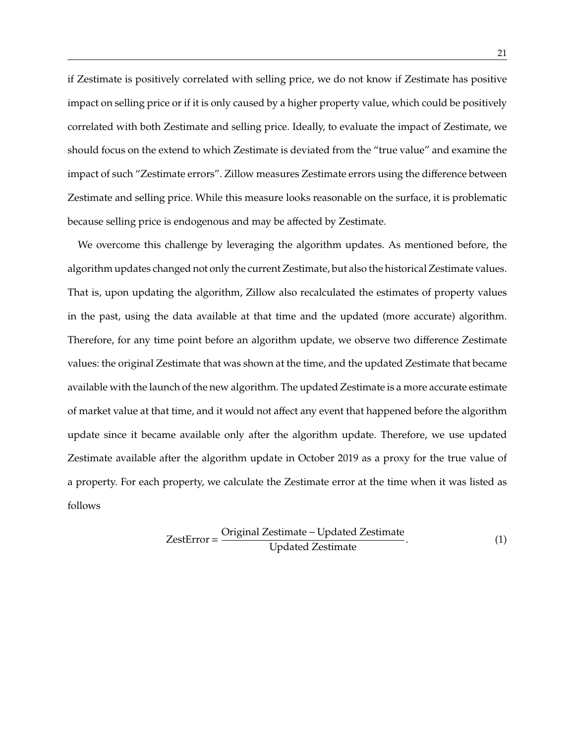if Zestimate is positively correlated with selling price, we do not know if Zestimate has positive impact on selling price or if it is only caused by a higher property value, which could be positively correlated with both Zestimate and selling price. Ideally, to evaluate the impact of Zestimate, we should focus on the extend to which Zestimate is deviated from the "true value" and examine the impact of such "Zestimate errors". Zillow measures Zestimate errors using the difference between Zestimate and selling price. While this measure looks reasonable on the surface, it is problematic because selling price is endogenous and may be affected by Zestimate.

We overcome this challenge by leveraging the algorithm updates. As mentioned before, the algorithm updates changed not only the current Zestimate, but also the historical Zestimate values. That is, upon updating the algorithm, Zillow also recalculated the estimates of property values in the past, using the data available at that time and the updated (more accurate) algorithm. Therefore, for any time point before an algorithm update, we observe two difference Zestimate values: the original Zestimate that was shown at the time, and the updated Zestimate that became available with the launch of the new algorithm. The updated Zestimate is a more accurate estimate of market value at that time, and it would not affect any event that happened before the algorithm update since it became available only after the algorithm update. Therefore, we use updated Zestimate available after the algorithm update in October 2019 as a proxy for the true value of a property. For each property, we calculate the Zestimate error at the time when it was listed as follows

$$\text{ZestError} = \frac{\text{Original Zestimate} - \text{Updated Zestimate}}{\text{Updated Zestimate}}. \tag{1}$$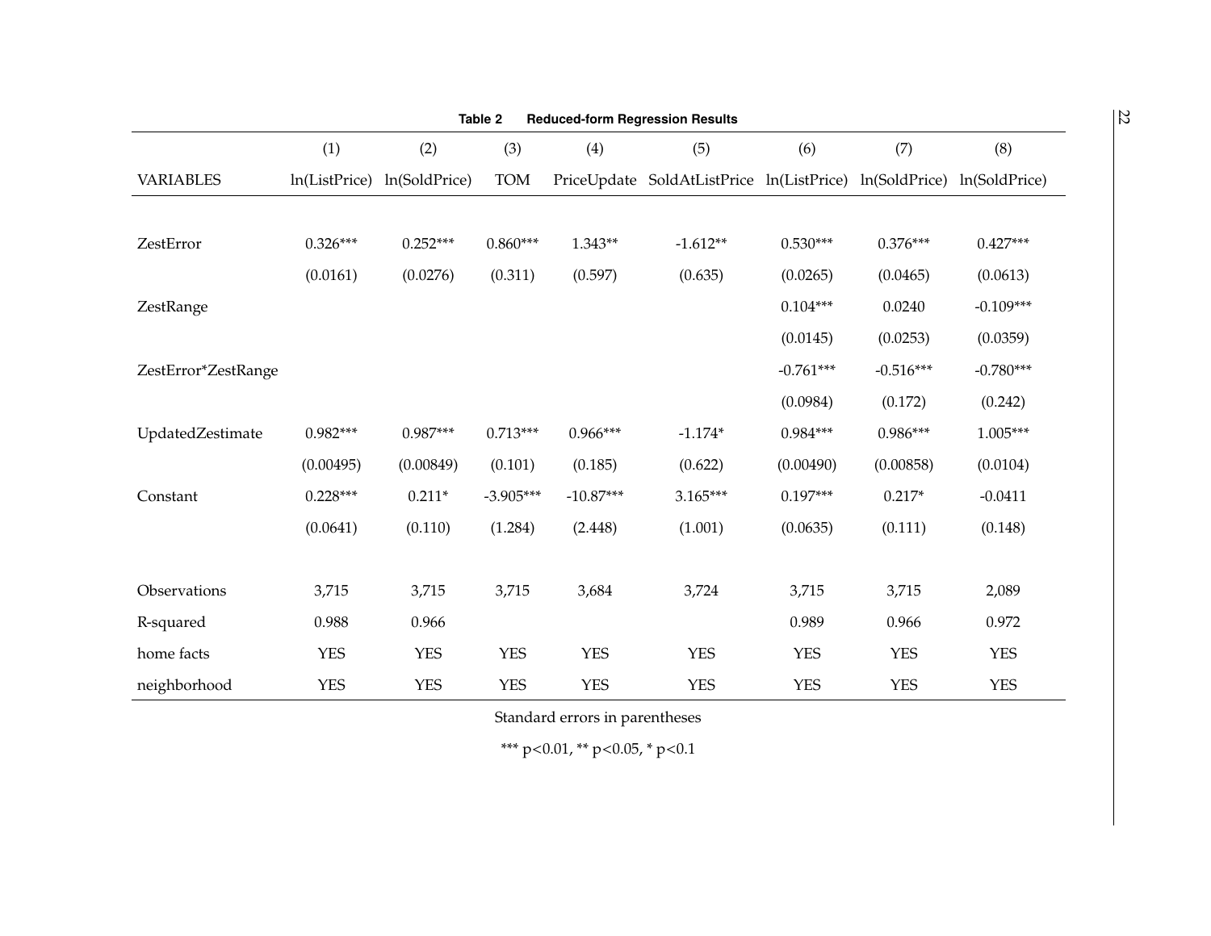**Table 2 Reduced-form Regression Results**

| | (1) | (2) | (3) | (4) | (5) | (6) | (7) | (8) |
|---|---|---|---|---|---|---|---|---|
| VARIABLES | ln(ListPrice) | ln(SoldPrice) | TOM | PriceUpdate | SoldAtListPrice | ln(ListPrice) | ln(SoldPrice) | ln(SoldPrice) |
| ZestError | 0.326*** | 0.252*** | 0.860*** | 1.343** | -1.612** | 0.530*** | 0.376*** | 0.427*** |
| | (0.0161) | (0.0276) | (0.311) | (0.597) | (0.635) | (0.0265) | (0.0465) | (0.0613) |
| ZestRange | | | | | | 0.104*** | 0.0240 | -0.109*** |
| | | | | | | (0.0145) | (0.0253) | (0.0359) |
| ZestError*ZestRange | | | | | | -0.761*** | -0.516*** | -0.780*** |
| | | | | | | (0.0984) | (0.172) | (0.242) |
| UpdatedZestimate | 0.982*** | 0.987*** | 0.713*** | 0.966*** | -1.174* | 0.984*** | 0.986*** | 1.005*** |
| | (0.00495) | (0.00849) | (0.101) | (0.185) | (0.622) | (0.00490) | (0.00858) | (0.0104) |
| Constant | 0.228*** | 0.211* | -3.905*** | -10.87*** | 3.165*** | 0.197*** | 0.217* | -0.0411 |
| | (0.0641) | (0.110) | (1.284) | (2.448) | (1.001) | (0.0635) | (0.111) | (0.148) |
| Observations | 3,715 | 3,715 | 3,715 | 3,684 | 3,724 | 3,715 | 3,715 | 2,089 |
| R-squared | 0.988 | 0.966 | | | | 0.989 | 0.966 | 0.972 |
| home facts | YES | YES | YES | YES | YES | YES | YES | YES |
| neighborhood | YES | YES | YES | YES | YES | YES | YES | YES |

Standard errors in parentheses

*** p<0.01, ** p<0.05, * p<0.1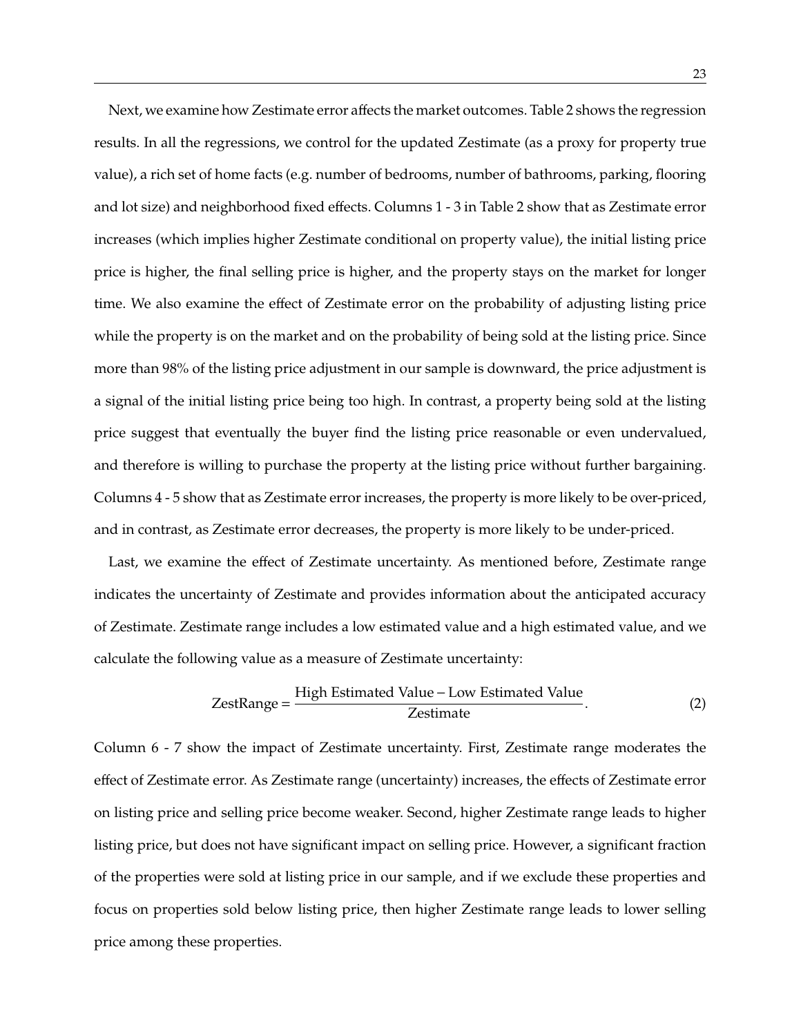Next, we examine how Zestimate error affects the market outcomes. Table 2 shows the regression results. In all the regressions, we control for the updated Zestimate (as a proxy for property true value), a rich set of home facts (e.g. number of bedrooms, number of bathrooms, parking, flooring and lot size) and neighborhood fixed effects. Columns 1 - 3 in Table 2 show that as Zestimate error increases (which implies higher Zestimate conditional on property value), the initial listing price price is higher, the final selling price is higher, and the property stays on the market for longer time. We also examine the effect of Zestimate error on the probability of adjusting listing price while the property is on the market and on the probability of being sold at the listing price. Since more than 98% of the listing price adjustment in our sample is downward, the price adjustment is a signal of the initial listing price being too high. In contrast, a property being sold at the listing price suggest that eventually the buyer find the listing price reasonable or even undervalued, and therefore is willing to purchase the property at the listing price without further bargaining. Columns 4 - 5 show that as Zestimate error increases, the property is more likely to be over-priced, and in contrast, as Zestimate error decreases, the property is more likely to be under-priced.

Last, we examine the effect of Zestimate uncertainty. As mentioned before, Zestimate range indicates the uncertainty of Zestimate and provides information about the anticipated accuracy of Zestimate. Zestimate range includes a low estimated value and a high estimated value, and we calculate the following value as a measure of Zestimate uncertainty:

$$\text{ZestRange} = \frac{\text{High Estimated Value} - \text{Low Estimated Value}}{\text{Zestimate}}. \tag{2}$$

Column 6 - 7 show the impact of Zestimate uncertainty. First, Zestimate range moderates the effect of Zestimate error. As Zestimate range (uncertainty) increases, the effects of Zestimate error on listing price and selling price become weaker. Second, higher Zestimate range leads to higher listing price, but does not have significant impact on selling price. However, a significant fraction of the properties were sold at listing price in our sample, and if we exclude these properties and focus on properties sold below listing price, then higher Zestimate range leads to lower selling price among these properties.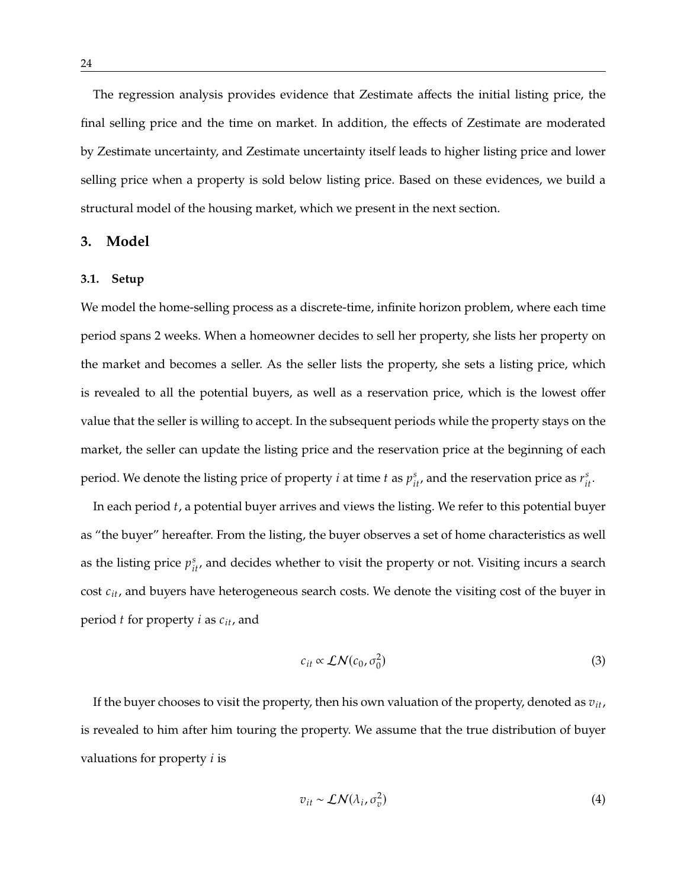The regression analysis provides evidence that Zestimate affects the initial listing price, the final selling price and the time on market. In addition, the effects of Zestimate are moderated by Zestimate uncertainty, and Zestimate uncertainty itself leads to higher listing price and lower selling price when a property is sold below listing price. Based on these evidences, we build a structural model of the housing market, which we present in the next section.

## 3. Model

### 3.1. Setup

We model the home-selling process as a discrete-time, infinite horizon problem, where each time period spans 2 weeks. When a homeowner decides to sell her property, she lists her property on the market and becomes a seller. As the seller lists the property, she sets a listing price, which is revealed to all the potential buyers, as well as a reservation price, which is the lowest offer value that the seller is willing to accept. In the subsequent periods while the property stays on the market, the seller can update the listing price and the reservation price at the beginning of each period. We denote the listing price of property $i$ at time $t$ as $p^s_{it}$, and the reservation price as $r^s_{it}$.

In each period $t$, a potential buyer arrives and views the listing. We refer to this potential buyer as "the buyer" hereafter. From the listing, the buyer observes a set of home characteristics as well as the listing price $p^s_{it}$, and decides whether to visit the property or not. Visiting incurs a search cost $c_{it}$, and buyers have heterogeneous search costs. We denote the visiting cost of the buyer in period $t$ for property $i$ as $c_{it}$, and

$$c_{it} \propto \mathcal{LN}(c_0, \sigma_0^2) \tag{3}$$

If the buyer chooses to visit the property, then his own valuation of the property, denoted as $v_{it}$, is revealed to him after him touring the property. We assume that the true distribution of buyer valuations for property $i$ is

$$v_{it} \sim \mathcal{LN}(\lambda_i, \sigma_v^2) \tag{4}$$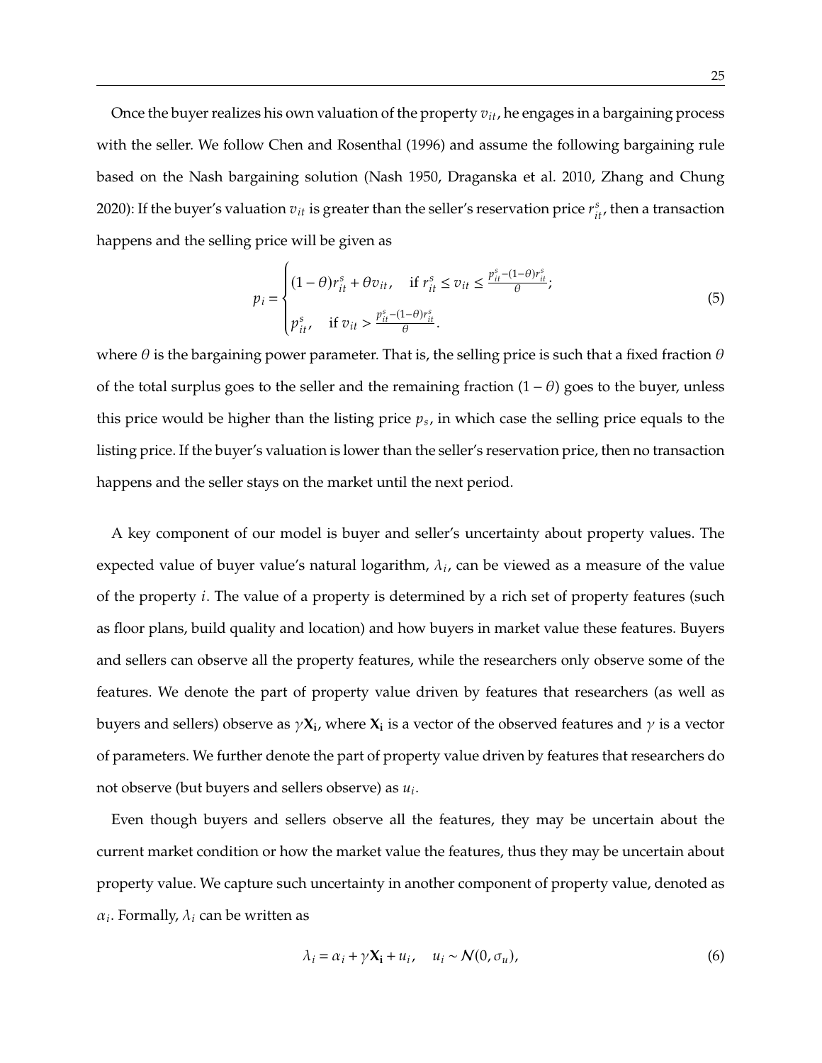Once the buyer realizes his own valuation of the property $v_{it}$, he engages in a bargaining process with the seller. We follow Chen and Rosenthal (1996) and assume the following bargaining rule based on the Nash bargaining solution (Nash 1950, Draganska et al. 2010, Zhang and Chung 2020): If the buyer's valuation $v_{it}$ is greater than the seller's reservation price $r^s_{it}$, then a transaction happens and the selling price will be given as

$$p_i = \begin{cases} (1-\theta)r^s_{it} + \theta v_{it}, & \text{if } r^s_{it} \le v_{it} \le \frac{p^s_{it} - (1-\theta)r^s_{it}}{\theta}; \\ p^s_{it}, & \text{if } v_{it} > \frac{p^s_{it} - (1-\theta)r^s_{it}}{\theta}. \end{cases} \tag{5}$$

where $\theta$ is the bargaining power parameter. That is, the selling price is such that a fixed fraction $\theta$ of the total surplus goes to the seller and the remaining fraction $(1-\theta)$ goes to the buyer, unless this price would be higher than the listing price $p_s$, in which case the selling price equals to the listing price. If the buyer's valuation is lower than the seller's reservation price, then no transaction happens and the seller stays on the market until the next period.

A key component of our model is buyer and seller's uncertainty about property values. The expected value of buyer value's natural logarithm, $\lambda_i$, can be viewed as a measure of the value of the property $i$. The value of a property is determined by a rich set of property features (such as floor plans, build quality and location) and how buyers in market value these features. Buyers and sellers can observe all the property features, while the researchers only observe some of the features. We denote the part of property value driven by features that researchers (as well as buyers and sellers) observe as $\gamma \mathbf{X_i}$, where $\mathbf{X_i}$ is a vector of the observed features and $\gamma$ is a vector of parameters. We further denote the part of property value driven by features that researchers do not observe (but buyers and sellers observe) as $u_i$.

Even though buyers and sellers observe all the features, they may be uncertain about the current market condition or how the market value the features, thus they may be uncertain about property value. We capture such uncertainty in another component of property value, denoted as $\alpha_i$. Formally, $\lambda_i$ can be written as

$$\lambda_i = \alpha_i + \gamma \mathbf{X_i} + u_i, \quad u_i \sim \mathcal{N}(0, \sigma_u), \tag{6}$$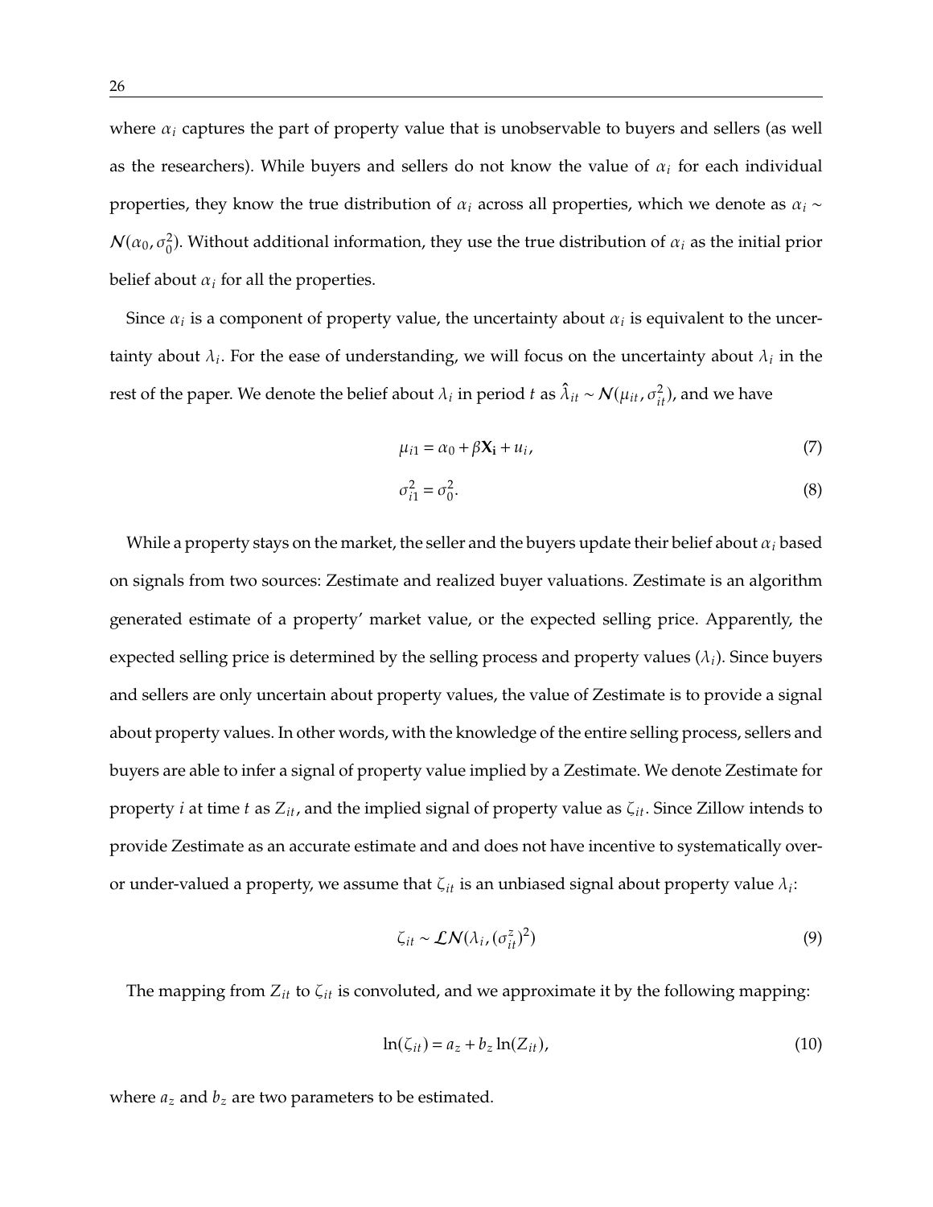where $\alpha_i$ captures the part of property value that is unobservable to buyers and sellers (as well as the researchers). While buyers and sellers do not know the value of $\alpha_i$ for each individual properties, they know the true distribution of $\alpha_i$ across all properties, which we denote as $\alpha_i \sim \mathcal{N}(\alpha_0, \sigma_0^2)$. Without additional information, they use the true distribution of $\alpha_i$ as the initial prior belief about $\alpha_i$ for all the properties.

Since $\alpha_i$ is a component of property value, the uncertainty about $\alpha_i$ is equivalent to the uncertainty about $\lambda_i$. For the ease of understanding, we will focus on the uncertainty about $\lambda_i$ in the rest of the paper. We denote the belief about $\lambda_i$ in period $t$ as $\hat{\lambda}_{it} \sim \mathcal{N}(\mu_{it}, \sigma_{it}^2)$, and we have

$$\mu_{i1} = \alpha_0 + \beta \mathbf{X_i} + u_i, \tag{7}$$

$$\sigma_{i1}^2 = \sigma_0^2. \tag{8}$$

While a property stays on the market, the seller and the buyers update their belief about $\alpha_i$ based on signals from two sources: Zestimate and realized buyer valuations. Zestimate is an algorithm generated estimate of a property' market value, or the expected selling price. Apparently, the expected selling price is determined by the selling process and property values ($\lambda_i$). Since buyers and sellers are only uncertain about property values, the value of Zestimate is to provide a signal about property values. In other words, with the knowledge of the entire selling process, sellers and buyers are able to infer a signal of property value implied by a Zestimate. We denote Zestimate for property $i$ at time $t$ as $Z_{it}$, and the implied signal of property value as $\zeta_{it}$. Since Zillow intends to provide Zestimate as an accurate estimate and and does not have incentive to systematically over- or under-valued a property, we assume that $\zeta_{it}$ is an unbiased signal about property value $\lambda_i$:

$$\zeta_{it} \sim \mathcal{LN}(\lambda_i, (\sigma_{it}^z)^2) \tag{9}$$

The mapping from $Z_{it}$ to $\zeta_{it}$ is convoluted, and we approximate it by the following mapping:

$$\ln(\zeta_{it}) = a_z + b_z \ln(Z_{it}), \tag{10}$$

where $a_z$ and $b_z$ are two parameters to be estimated.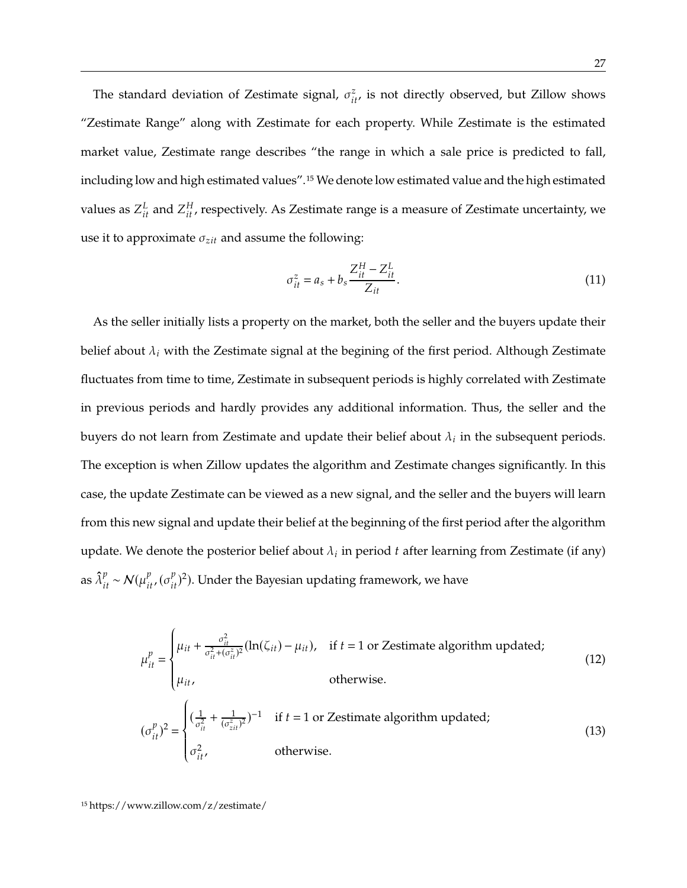The standard deviation of Zestimate signal, $\sigma_{it}^z$, is not directly observed, but Zillow shows "Zestimate Range" along with Zestimate for each property. While Zestimate is the estimated market value, Zestimate range describes "the range in which a sale price is predicted to fall, including low and high estimated values".[15] We denote low estimated value and the high estimated values as $Z_{it}^L$ and $Z_{it}^H$, respectively. As Zestimate range is a measure of Zestimate uncertainty, we use it to approximate $\sigma_{zit}$ and assume the following:

$$\sigma_{it}^z = a_s + b_s \frac{Z_{it}^H - Z_{it}^L}{Z_{it}}. \tag{11}$$

As the seller initially lists a property on the market, both the seller and the buyers update their belief about $\lambda_i$ with the Zestimate signal at the begining of the first period. Although Zestimate fluctuates from time to time, Zestimate in subsequent periods is highly correlated with Zestimate in previous periods and hardly provides any additional information. Thus, the seller and the buyers do not learn from Zestimate and update their belief about $\lambda_i$ in the subsequent periods. The exception is when Zillow updates the algorithm and Zestimate changes significantly. In this case, the update Zestimate can be viewed as a new signal, and the seller and the buyers will learn from this new signal and update their belief at the beginning of the first period after the algorithm update. We denote the posterior belief about $\lambda_i$ in period $t$ after learning from Zestimate (if any) as $\hat{\lambda}_{it}^p \sim \mathcal{N}(\mu_{it}^p, (\sigma_{it}^p)^2)$. Under the Bayesian updating framework, we have

$$\mu_{it}^p = \begin{cases} \mu_{it} + \frac{\sigma_{it}^2}{\sigma_{it}^2 + (\sigma_{it}^z)^2}(\ln(\zeta_{it}) - \mu_{it}), & \text{if } t = 1 \text{ or Zestimate algorithm updated;} \\ \mu_{it}, & \text{otherwise.} \end{cases} \tag{12}$$

$$(\sigma_{it}^p)^2 = \begin{cases} (\frac{1}{\sigma_{it}^2} + \frac{1}{(\sigma_{zit}^z)^2})^{-1} & \text{if } t = 1 \text{ or Zestimate algorithm updated;} \\ \sigma_{it}^2, & \text{otherwise.} \end{cases} \tag{13}$$

[15] https://www.zillow.com/z/zestimate/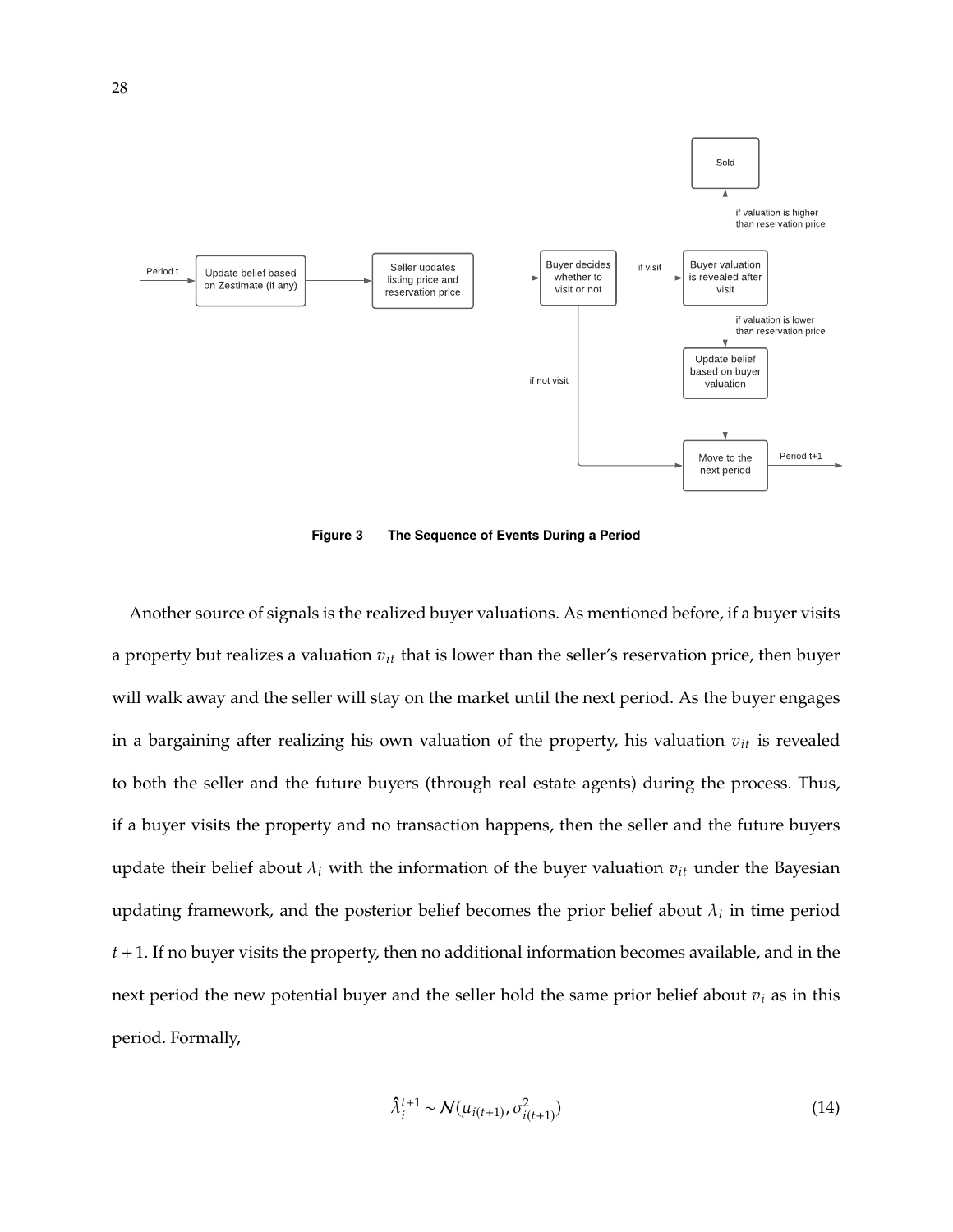**Figure 3 The Sequence of Events During a Period**

Another source of signals is the realized buyer valuations. As mentioned before, if a buyer visits a property but realizes a valuation $v_{it}$ that is lower than the seller's reservation price, then buyer will walk away and the seller will stay on the market until the next period. As the buyer engages in a bargaining after realizing his own valuation of the property, his valuation $v_{it}$ is revealed to both the seller and the future buyers (through real estate agents) during the process. Thus, if a buyer visits the property and no transaction happens, then the seller and the future buyers update their belief about $\lambda_i$ with the information of the buyer valuation $v_{it}$ under the Bayesian updating framework, and the posterior belief becomes the prior belief about $\lambda_i$ in time period $t+1$. If no buyer visits the property, then no additional information becomes available, and in the next period the new potential buyer and the seller hold the same prior belief about $v_i$ as in this period. Formally,

$$\hat{\lambda}_i^{t+1} \sim \mathcal{N}(\mu_{i(t+1)}, \sigma^2_{i(t+1)}) \tag{14}$$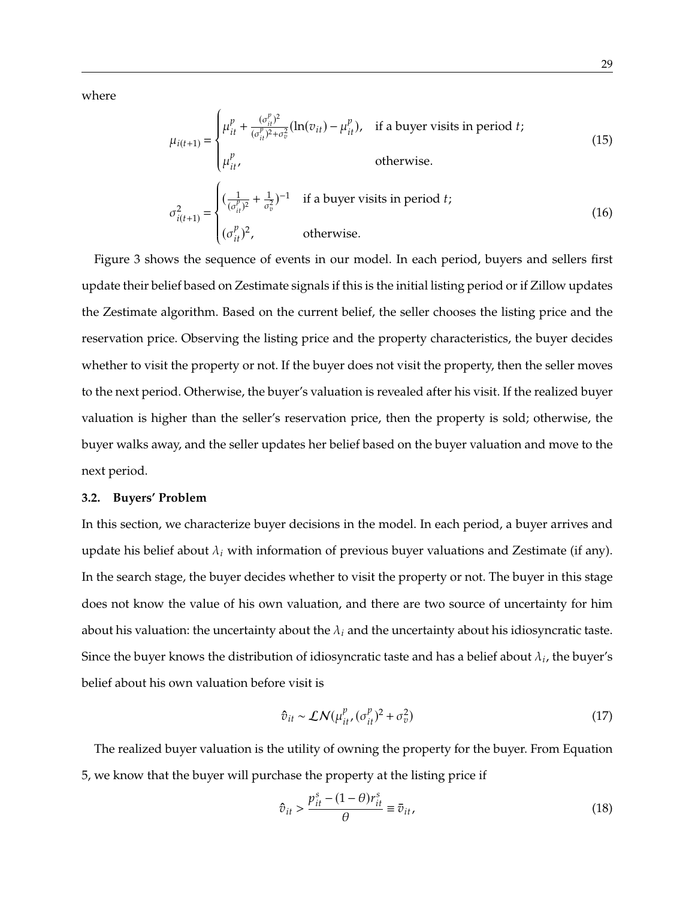where

$$
\mu_{i(t+1)} = \begin{cases} \mu_{it}^{p} + \frac{(\sigma_{it}^{p})^2}{(\sigma_{it}^{p})^2 + \sigma_v^2}(\ln(v_{it}) - \mu_{it}^{p}), & \text{if a buyer visits in period } t; \\ \mu_{it}^{p}, & \text{otherwise.} \end{cases} \tag{15}
$$

$$
\sigma_{i(t+1)}^2 = \begin{cases} (\frac{1}{(\sigma_{it}^{p})^2} + \frac{1}{\sigma_v^2})^{-1} & \text{if a buyer visits in period } t; \\ (\sigma_{it}^{p})^2, & \text{otherwise.} \end{cases} \tag{16}
$$

Figure 3 shows the sequence of events in our model. In each period, buyers and sellers first update their belief based on Zestimate signals if this is the initial listing period or if Zillow updates the Zestimate algorithm. Based on the current belief, the seller chooses the listing price and the reservation price. Observing the listing price and the property characteristics, the buyer decides whether to visit the property or not. If the buyer does not visit the property, then the seller moves to the next period. Otherwise, the buyer's valuation is revealed after his visit. If the realized buyer valuation is higher than the seller's reservation price, then the property is sold; otherwise, the buyer walks away, and the seller updates her belief based on the buyer valuation and move to the next period.

### 3.2. Buyers' Problem

In this section, we characterize buyer decisions in the model. In each period, a buyer arrives and update his belief about $\lambda_i$ with information of previous buyer valuations and Zestimate (if any). In the search stage, the buyer decides whether to visit the property or not. The buyer in this stage does not know the value of his own valuation, and there are two source of uncertainty for him about his valuation: the uncertainty about the $\lambda_i$ and the uncertainty about his idiosyncratic taste. Since the buyer knows the distribution of idiosyncratic taste and has a belief about $\lambda_i$, the buyer's belief about his own valuation before visit is

$$
\hat{v}_{it} \sim \mathcal{LN}(\mu_{it}^{p}, (\sigma_{it}^{p})^2 + \sigma_v^2) \tag{17}
$$

The realized buyer valuation is the utility of owning the property for the buyer. From Equation 5, we know that the buyer will purchase the property at the listing price if

$$
\hat{v}_{it} > \frac{p_{it}^{s} - (1-\theta)r_{it}^{s}}{\theta} \equiv \bar{v}_{it}, \tag{18}
$$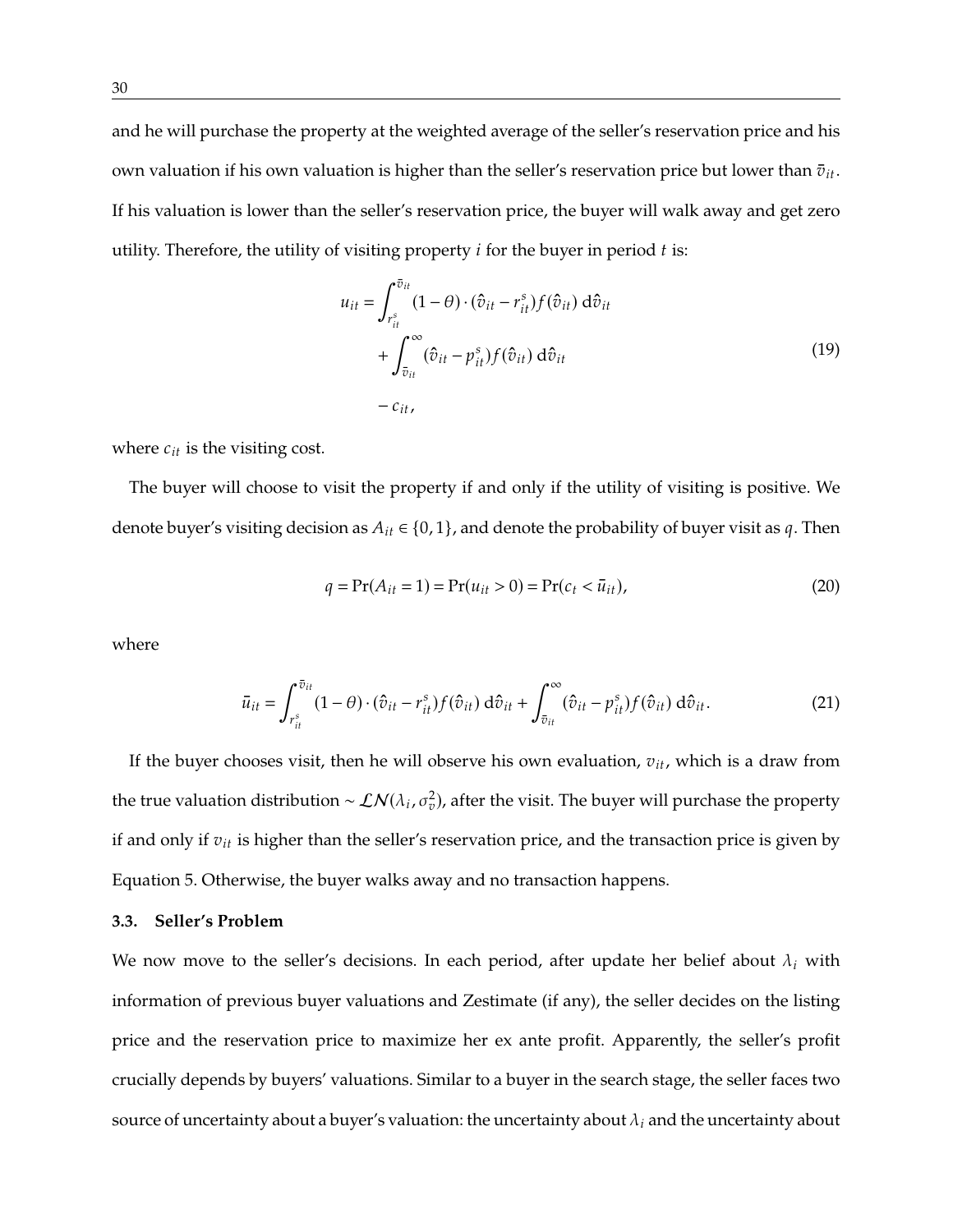and he will purchase the property at the weighted average of the seller's reservation price and his own valuation if his own valuation is higher than the seller's reservation price but lower than $\bar{v}_{it}$. If his valuation is lower than the seller's reservation price, the buyer will walk away and get zero utility. Therefore, the utility of visiting property $i$ for the buyer in period $t$ is:

$$
\begin{aligned}
u_{it} = &\int_{r_{it}^s}^{\bar{v}_{it}} (1-\theta) \cdot (\hat{v}_{it} - r_{it}^s) f(\hat{v}_{it}) \, \mathrm{d}\hat{v}_{it} \\
&+ \int_{\bar{v}_{it}}^{\infty} (\hat{v}_{it} - p_{it}^s) f(\hat{v}_{it}) \, \mathrm{d}\hat{v}_{it} \\
&- c_{it},
\end{aligned}
\tag{19}
$$

where $c_{it}$ is the visiting cost.

The buyer will choose to visit the property if and only if the utility of visiting is positive. We denote buyer's visiting decision as $A_{it} \in \{0, 1\}$, and denote the probability of buyer visit as $q$. Then

$$
q = \Pr(A_{it} = 1) = \Pr(u_{it} > 0) = \Pr(c_t < \bar{u}_{it}), \tag{20}
$$

where

$$
\bar{u}_{it} = \int_{r_{it}^s}^{\bar{v}_{it}} (1-\theta) \cdot (\hat{v}_{it} - r_{it}^s) f(\hat{v}_{it}) \, \mathrm{d}\hat{v}_{it} + \int_{\bar{v}_{it}}^{\infty} (\hat{v}_{it} - p_{it}^s) f(\hat{v}_{it}) \, \mathrm{d}\hat{v}_{it}. \tag{21}
$$

If the buyer chooses visit, then he will observe his own evaluation, $v_{it}$, which is a draw from the true valuation distribution $\sim \mathcal{LN}(\lambda_i, \sigma_v^2)$, after the visit. The buyer will purchase the property if and only if $v_{it}$ is higher than the seller's reservation price, and the transaction price is given by Equation 5. Otherwise, the buyer walks away and no transaction happens.

### 3.3. Seller's Problem

We now move to the seller's decisions. In each period, after update her belief about $\lambda_i$ with information of previous buyer valuations and Zestimate (if any), the seller decides on the listing price and the reservation price to maximize her ex ante profit. Apparently, the seller's profit crucially depends by buyers' valuations. Similar to a buyer in the search stage, the seller faces two source of uncertainty about a buyer's valuation: the uncertainty about $\lambda_i$ and the uncertainty about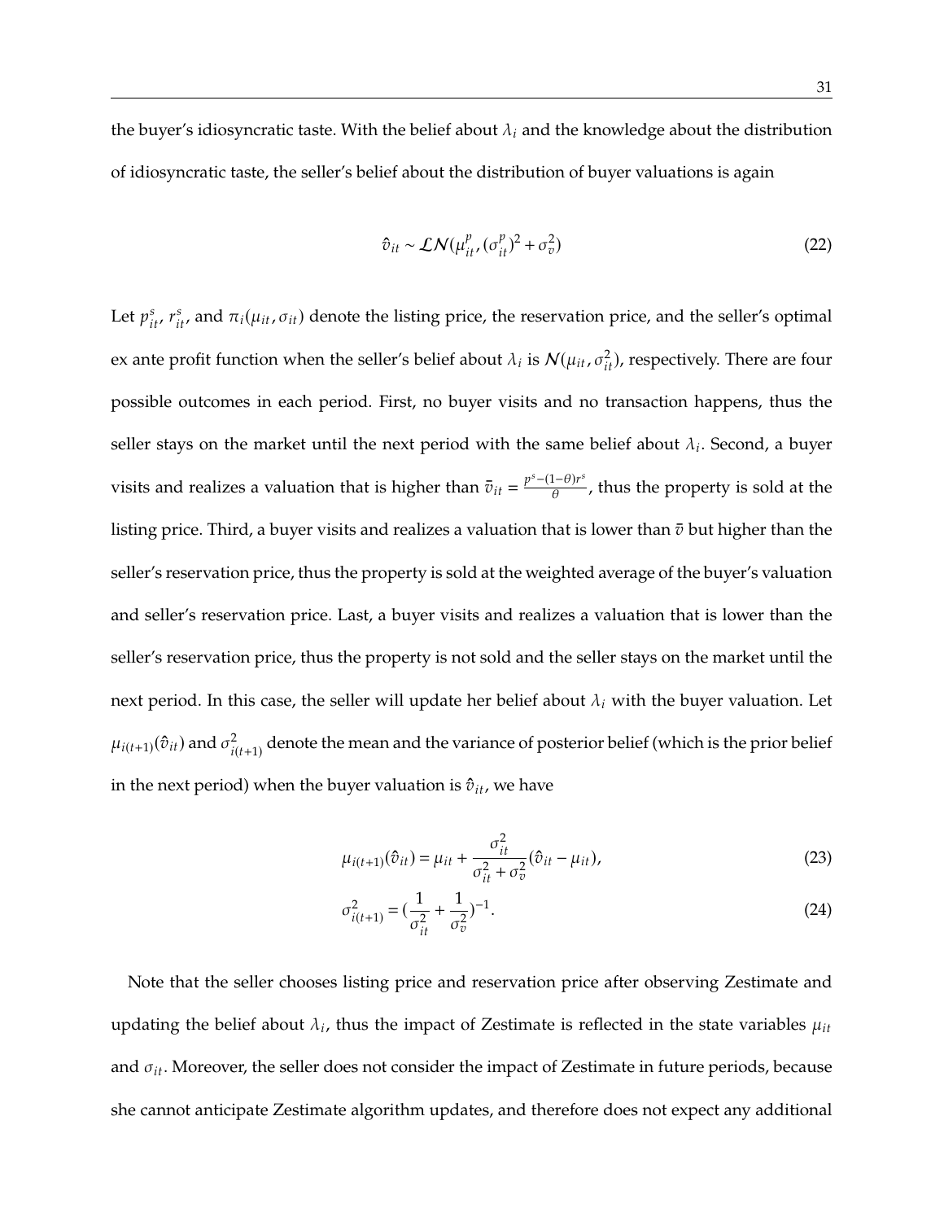the buyer's idiosyncratic taste. With the belief about $\lambda_i$ and the knowledge about the distribution of idiosyncratic taste, the seller's belief about the distribution of buyer valuations is again

$$\hat{v}_{it} \sim \mathcal{LN}(\mu^p_{it}, (\sigma^p_{it})^2 + \sigma^2_v) \tag{22}$$

Let $p^s_{it}$, $r^s_{it}$, and $\pi_i(\mu_{it}, \sigma_{it})$ denote the listing price, the reservation price, and the seller's optimal ex ante profit function when the seller's belief about $\lambda_i$ is $\mathcal{N}(\mu_{it}, \sigma^2_{it})$, respectively. There are four possible outcomes in each period. First, no buyer visits and no transaction happens, thus the seller stays on the market until the next period with the same belief about $\lambda_i$. Second, a buyer visits and realizes a valuation that is higher than $\bar{v}_{it} = \frac{p^s - (1-\theta) r^s}{\theta}$, thus the property is sold at the listing price. Third, a buyer visits and realizes a valuation that is lower than $\bar{v}$ but higher than the seller's reservation price, thus the property is sold at the weighted average of the buyer's valuation and seller's reservation price. Last, a buyer visits and realizes a valuation that is lower than the seller's reservation price, thus the property is not sold and the seller stays on the market until the next period. In this case, the seller will update her belief about $\lambda_i$ with the buyer valuation. Let $\mu_{i(t+1)}(\hat{v}_{it})$ and $\sigma^2_{i(t+1)}$ denote the mean and the variance of posterior belief (which is the prior belief in the next period) when the buyer valuation is $\hat{v}_{it}$, we have

$$\mu_{i(t+1)}(\hat{v}_{it}) = \mu_{it} + \frac{\sigma^2_{it}}{\sigma^2_{it} + \sigma^2_v}(\hat{v}_{it} - \mu_{it}), \tag{23}$$

$$\sigma^2_{i(t+1)} = (\frac{1}{\sigma^2_{it}} + \frac{1}{\sigma^2_v})^{-1}. \tag{24}$$

Note that the seller chooses listing price and reservation price after observing Zestimate and updating the belief about $\lambda_i$, thus the impact of Zestimate is reflected in the state variables $\mu_{it}$ and $\sigma_{it}$. Moreover, the seller does not consider the impact of Zestimate in future periods, because she cannot anticipate Zestimate algorithm updates, and therefore does not expect any additional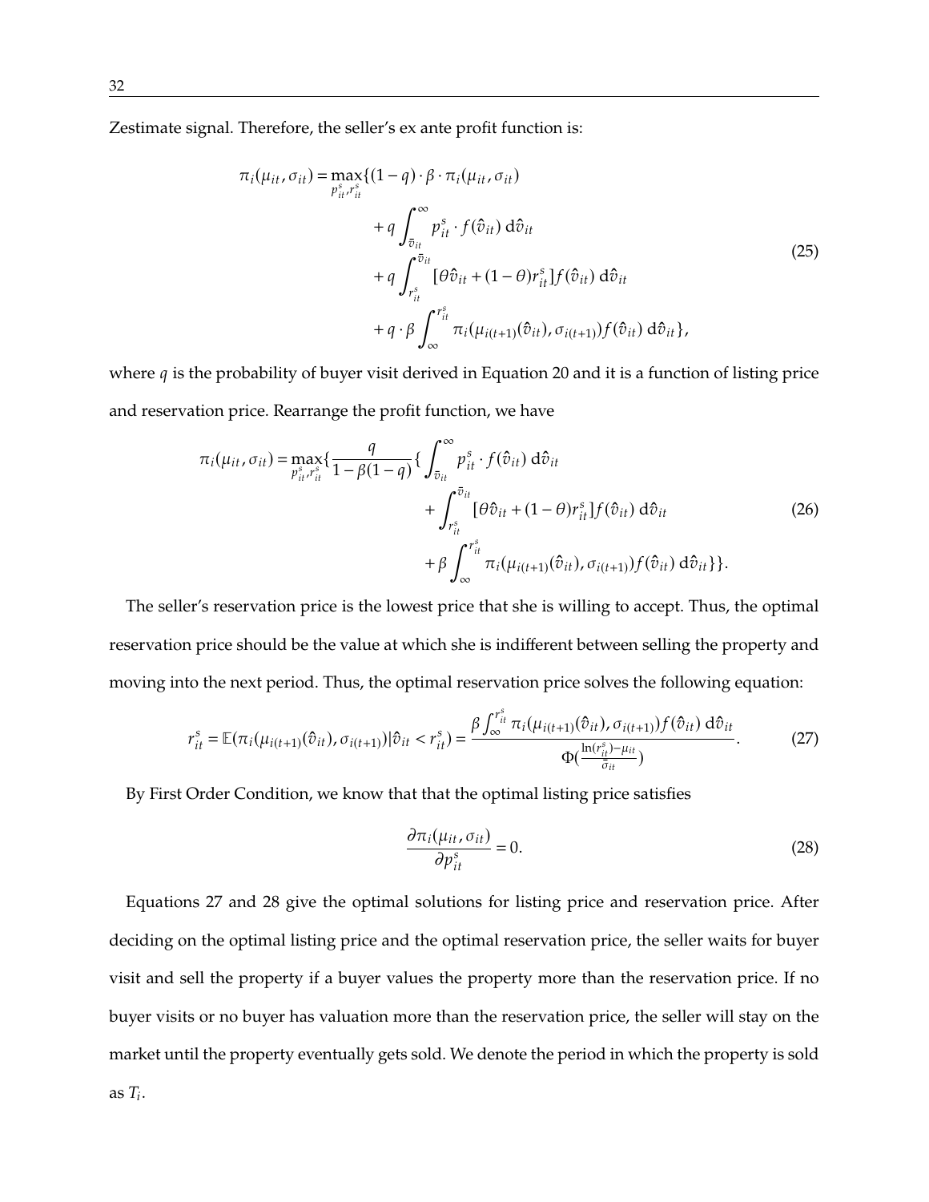Zestimate signal. Therefore, the seller's ex ante profit function is:

$$
\begin{aligned}
\pi_i(\mu_{it}, \sigma_{it}) = \max_{p_{it}^s, r_{it}^s} \{ & (1-q) \cdot \beta \cdot \pi_i(\mu_{it}, \sigma_{it}) \\
& + q \int_{\bar{v}_{it}}^{\infty} p_{it}^s \cdot f(\hat{v}_{it}) \, \mathrm{d}\hat{v}_{it} \\
& + q \int_{r_{it}^s}^{\bar{v}_{it}} [\theta \hat{v}_{it} + (1-\theta) r_{it}^s] f(\hat{v}_{it}) \, \mathrm{d}\hat{v}_{it} \\
& + q \cdot \beta \int_{\infty}^{r_{it}^s} \pi_i(\mu_{i(t+1)}(\hat{v}_{it}), \sigma_{i(t+1)}) f(\hat{v}_{it}) \, \mathrm{d}\hat{v}_{it} \},
\end{aligned}
\tag{25}
$$

where $q$ is the probability of buyer visit derived in Equation 20 and it is a function of listing price and reservation price. Rearrange the profit function, we have

$$
\begin{aligned}
\pi_i(\mu_{it}, \sigma_{it}) = \max_{p_{it}^s, r_{it}^s} \{ \frac{q}{1-\beta(1-q)} \{ & \int_{\bar{v}_{it}}^{\infty} p_{it}^s \cdot f(\hat{v}_{it}) \, \mathrm{d}\hat{v}_{it} \\
& + \int_{r_{it}^s}^{\bar{v}_{it}} [\theta \hat{v}_{it} + (1-\theta) r_{it}^s] f(\hat{v}_{it}) \, \mathrm{d}\hat{v}_{it} \\
& + \beta \int_{\infty}^{r_{it}^s} \pi_i(\mu_{i(t+1)}(\hat{v}_{it}), \sigma_{i(t+1)}) f(\hat{v}_{it}) \, \mathrm{d}\hat{v}_{it} \} \}.
\end{aligned}
\tag{26}
$$

The seller's reservation price is the lowest price that she is willing to accept. Thus, the optimal reservation price should be the value at which she is indifferent between selling the property and moving into the next period. Thus, the optimal reservation price solves the following equation:

$$
r_{it}^s = \mathbb{E}(\pi_i(\mu_{i(t+1)}(\hat{v}_{it}), \sigma_{i(t+1)}) | \hat{v}_{it} < r_{it}^s) = \frac{\beta \int_{\infty}^{r_{it}^s} \pi_i(\mu_{i(t+1)}(\hat{v}_{it}), \sigma_{i(t+1)}) f(\hat{v}_{it}) \, \mathrm{d}\hat{v}_{it}}{\Phi(\frac{\ln(r_{it}^s) - \mu_{it}}{\bar{\sigma}_{it}})}.
\tag{27}
$$

By First Order Condition, we know that that the optimal listing price satisfies

$$
\frac{\partial \pi_i(\mu_{it}, \sigma_{it})}{\partial p_{it}^s} = 0.
\tag{28}
$$

Equations 27 and 28 give the optimal solutions for listing price and reservation price. After deciding on the optimal listing price and the optimal reservation price, the seller waits for buyer visit and sell the property if a buyer values the property more than the reservation price. If no buyer visits or no buyer has valuation more than the reservation price, the seller will stay on the market until the property eventually gets sold. We denote the period in which the property is sold as $T_i$.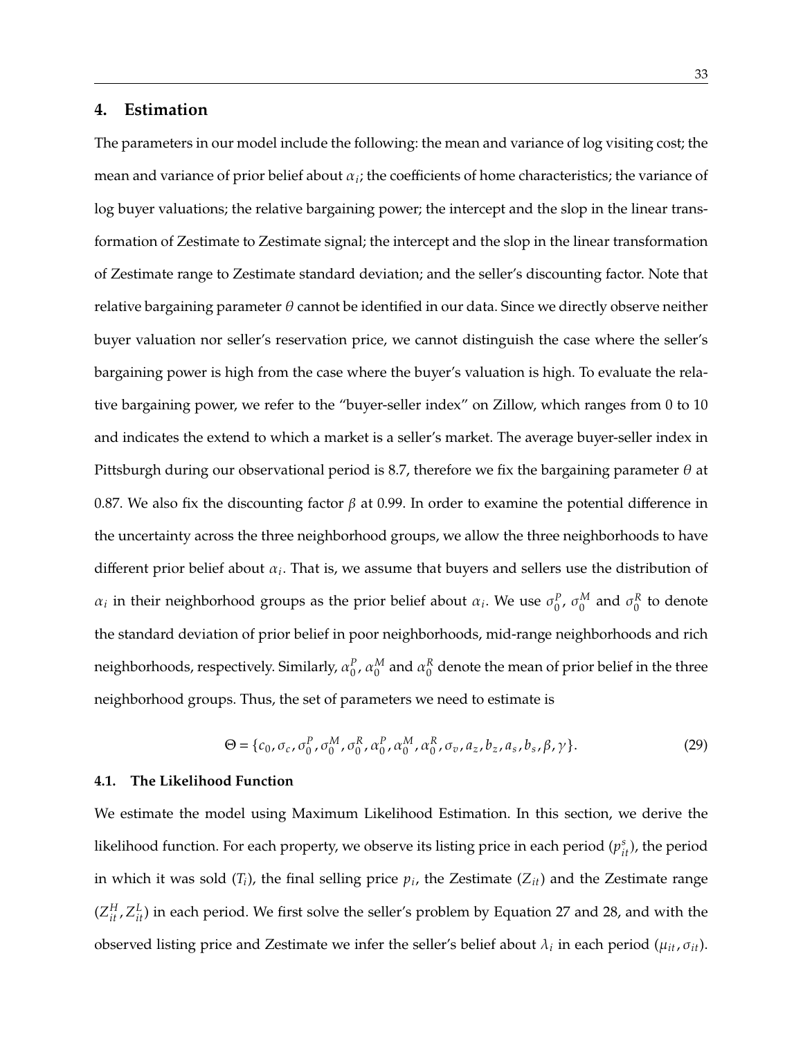## 4. Estimation

The parameters in our model include the following: the mean and variance of log visiting cost; the mean and variance of prior belief about $\alpha_i$; the coefficients of home characteristics; the variance of log buyer valuations; the relative bargaining power; the intercept and the slop in the linear transformation of Zestimate to Zestimate signal; the intercept and the slop in the linear transformation of Zestimate range to Zestimate standard deviation; and the seller's discounting factor. Note that relative bargaining parameter $\theta$ cannot be identified in our data. Since we directly observe neither buyer valuation nor seller's reservation price, we cannot distinguish the case where the seller's bargaining power is high from the case where the buyer's valuation is high. To evaluate the relative bargaining power, we refer to the "buyer-seller index" on Zillow, which ranges from 0 to 10 and indicates the extend to which a market is a seller's market. The average buyer-seller index in Pittsburgh during our observational period is 8.7, therefore we fix the bargaining parameter $\theta$ at 0.87. We also fix the discounting factor $\beta$ at 0.99. In order to examine the potential difference in the uncertainty across the three neighborhood groups, we allow the three neighborhoods to have different prior belief about $\alpha_i$. That is, we assume that buyers and sellers use the distribution of $\alpha_i$ in their neighborhood groups as the prior belief about $\alpha_i$. We use $\sigma_0^P$, $\sigma_0^M$ and $\sigma_0^R$ to denote the standard deviation of prior belief in poor neighborhoods, mid-range neighborhoods and rich neighborhoods, respectively. Similarly, $\alpha_0^P$, $\alpha_0^M$ and $\alpha_0^R$ denote the mean of prior belief in the three neighborhood groups. Thus, the set of parameters we need to estimate is

$$\Theta = \{c_0, \sigma_c, \sigma_0^P, \sigma_0^M, \sigma_0^R, \alpha_0^P, \alpha_0^M, \alpha_0^R, \sigma_v, a_z, b_z, a_s, b_s, \beta, \gamma\}. \tag{29}$$

### 4.1. The Likelihood Function

We estimate the model using Maximum Likelihood Estimation. In this section, we derive the likelihood function. For each property, we observe its listing price in each period ($p_{it}^s$), the period in which it was sold ($T_i$), the final selling price $p_i$, the Zestimate ($Z_{it}$) and the Zestimate range ($Z_{it}^H, Z_{it}^L$) in each period. We first solve the seller's problem by Equation 27 and 28, and with the observed listing price and Zestimate we infer the seller's belief about $\lambda_i$ in each period ($\mu_{it}, \sigma_{it}$).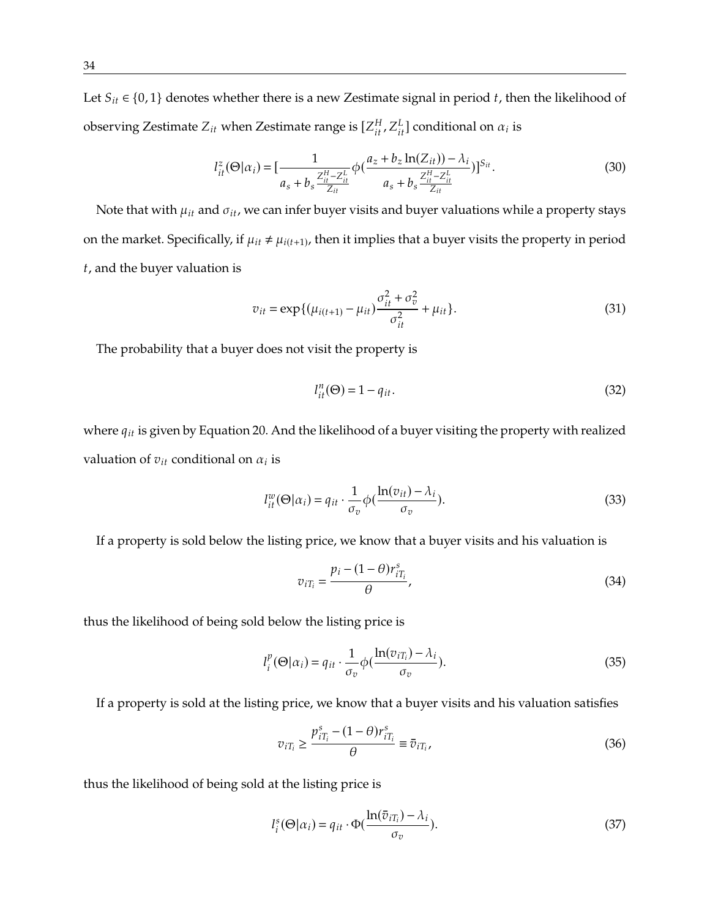Let $S_{it} \in \{0, 1\}$ denotes whether there is a new Zestimate signal in period $t$, then the likelihood of observing Zestimate $Z_{it}$ when Zestimate range is $[Z_{it}^H, Z_{it}^L]$ conditional on $\alpha_i$ is

$$l_{it}^z(\Theta|\alpha_i) = [\frac{1}{a_s + b_s \frac{Z_{it}^H - Z_{it}^L}{Z_{it}}} \phi(\frac{a_z + b_z \ln(Z_{it})) - \lambda_i}{a_s + b_s \frac{Z_{it}^H - Z_{it}^L}{Z_{it}}})]^{S_{it}}. \tag{30}$$

Note that with $\mu_{it}$ and $\sigma_{it}$, we can infer buyer visits and buyer valuations while a property stays on the market. Specifically, if $\mu_{it} \neq \mu_{i(t+1)}$, then it implies that a buyer visits the property in period $t$, and the buyer valuation is

$$v_{it} = \exp\{(\mu_{i(t+1)} - \mu_{it}) \frac{\sigma_{it}^2 + \sigma_v^2}{\sigma_{it}^2} + \mu_{it}\}. \tag{31}$$

The probability that a buyer does not visit the property is

$$l_{it}^n(\Theta) = 1 - q_{it}. \tag{32}$$

where $q_{it}$ is given by Equation 20. And the likelihood of a buyer visiting the property with realized valuation of $v_{it}$ conditional on $\alpha_i$ is

$$l_{it}^w(\Theta|\alpha_i) = q_{it} \cdot \frac{1}{\sigma_v} \phi(\frac{\ln(v_{it}) - \lambda_i}{\sigma_v}). \tag{33}$$

If a property is sold below the listing price, we know that a buyer visits and his valuation is

$$v_{iT_i} = \frac{p_i - (1-\theta) r_{iT_i}^s}{\theta}, \tag{34}$$

thus the likelihood of being sold below the listing price is

$$l_i^p(\Theta|\alpha_i) = q_{it} \cdot \frac{1}{\sigma_v} \phi(\frac{\ln(v_{iT_i}) - \lambda_i}{\sigma_v}). \tag{35}$$

If a property is sold at the listing price, we know that a buyer visits and his valuation satisfies

$$v_{iT_i} \geq \frac{p_{iT_i}^s - (1-\theta) r_{iT_i}^s}{\theta} \equiv \bar{v}_{iT_i}, \tag{36}$$

thus the likelihood of being sold at the listing price is

$$l_i^s(\Theta|\alpha_i) = q_{it} \cdot \Phi(\frac{\ln(\bar{v}_{iT_i}) - \lambda_i}{\sigma_v}). \tag{37}$$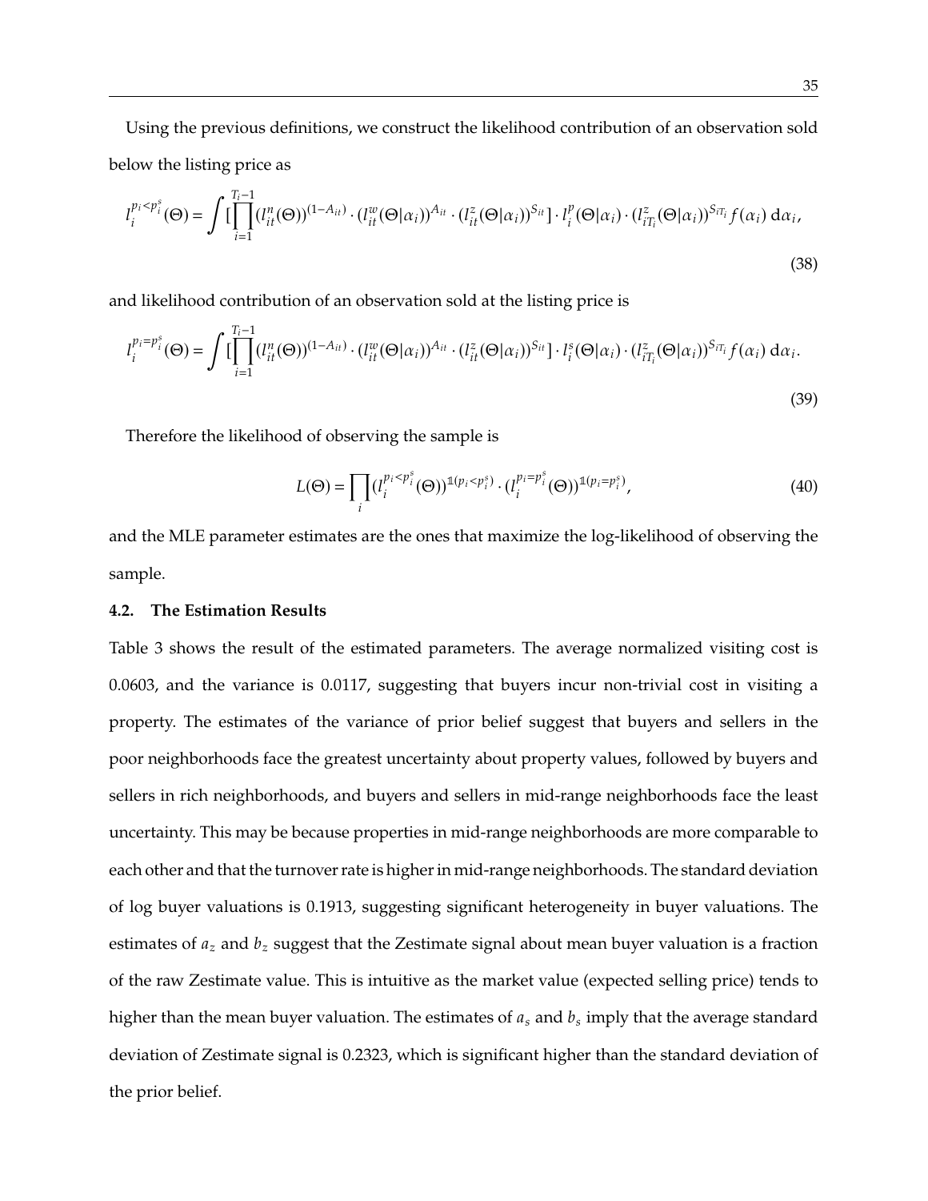Using the previous definitions, we construct the likelihood contribution of an observation sold below the listing price as

$$l_i^{p_i<p_i^s}(\Theta) = \int [\prod_{i=1}^{T_i-1} (l_{it}^n(\Theta))^{(1-A_{it})} \cdot (l_{it}^w(\Theta|\alpha_i))^{A_{it}} \cdot (l_{it}^z(\Theta|\alpha_i))^{S_{it}}] \cdot l_i^p(\Theta|\alpha_i) \cdot (l_{iT_i}^z(\Theta|\alpha_i))^{S_{iT_i}} f(\alpha_i)\, d\alpha_i, \tag{38}$$

and likelihood contribution of an observation sold at the listing price is

$$l_i^{p_i=p_i^s}(\Theta) = \int [\prod_{i=1}^{T_i-1} (l_{it}^n(\Theta))^{(1-A_{it})} \cdot (l_{it}^w(\Theta|\alpha_i))^{A_{it}} \cdot (l_{it}^z(\Theta|\alpha_i))^{S_{it}}] \cdot l_i^s(\Theta|\alpha_i) \cdot (l_{iT_i}^z(\Theta|\alpha_i))^{S_{iT_i}} f(\alpha_i)\, d\alpha_i. \tag{39}$$

Therefore the likelihood of observing the sample is

$$L(\Theta) = \prod_i (l_i^{p_i<p_i^s}(\Theta))^{\mathbb{1}(p_i<p_i^s)} \cdot (l_i^{p_i=p_i^s}(\Theta))^{\mathbb{1}(p_i=p_i^s)}, \tag{40}$$

and the MLE parameter estimates are the ones that maximize the log-likelihood of observing the sample.

### 4.2. The Estimation Results

Table 3 shows the result of the estimated parameters. The average normalized visiting cost is 0.0603, and the variance is 0.0117, suggesting that buyers incur non-trivial cost in visiting a property. The estimates of the variance of prior belief suggest that buyers and sellers in the poor neighborhoods face the greatest uncertainty about property values, followed by buyers and sellers in rich neighborhoods, and buyers and sellers in mid-range neighborhoods face the least uncertainty. This may be because properties in mid-range neighborhoods are more comparable to each other and that the turnover rate is higher in mid-range neighborhoods. The standard deviation of log buyer valuations is 0.1913, suggesting significant heterogeneity in buyer valuations. The estimates of $a_z$ and $b_z$ suggest that the Zestimate signal about mean buyer valuation is a fraction of the raw Zestimate value. This is intuitive as the market value (expected selling price) tends to higher than the mean buyer valuation. The estimates of $a_s$ and $b_s$ imply that the average standard deviation of Zestimate signal is 0.2323, which is significant higher than the standard deviation of the prior belief.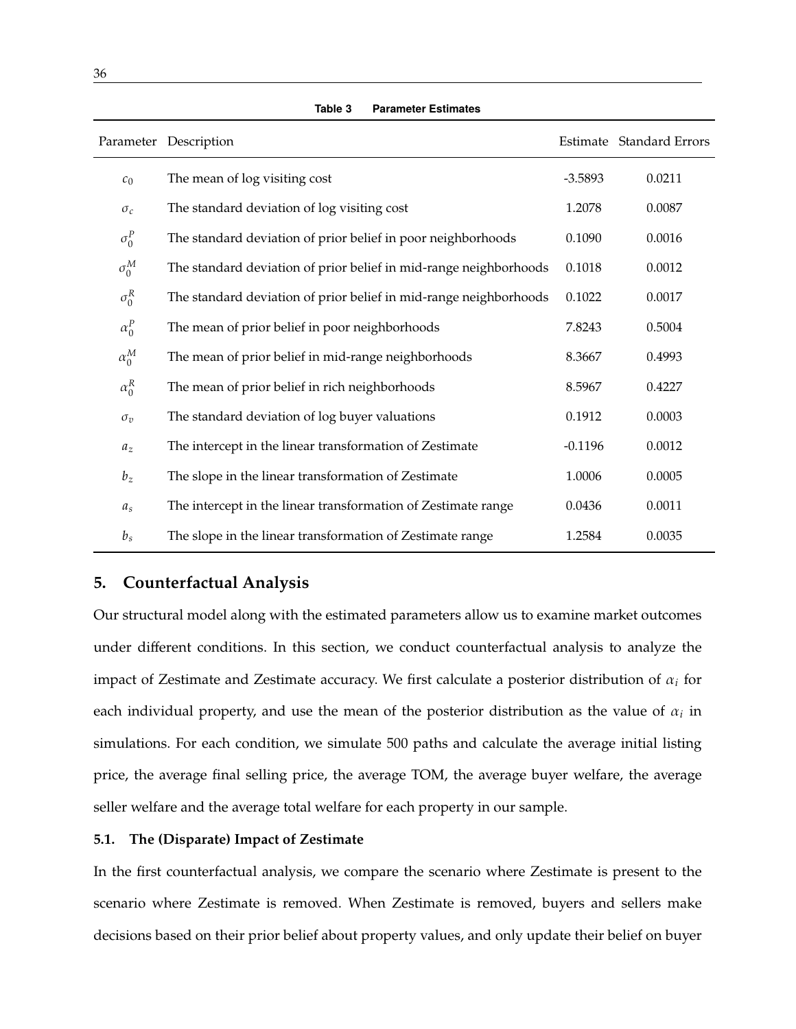**Table 3 Parameter Estimates**

| Parameter | Description | Estimate | Standard Errors |
|---|---|---|---|
| $c_0$ | The mean of log visiting cost | -3.5893 | 0.0211 |
| $\sigma_c$ | The standard deviation of log visiting cost | 1.2078 | 0.0087 |
| $\sigma_0^P$ | The standard deviation of prior belief in poor neighborhoods | 0.1090 | 0.0016 |
| $\sigma_0^M$ | The standard deviation of prior belief in mid-range neighborhoods | 0.1018 | 0.0012 |
| $\sigma_0^R$ | The standard deviation of prior belief in mid-range neighborhoods | 0.1022 | 0.0017 |
| $\alpha_0^P$ | The mean of prior belief in poor neighborhoods | 7.8243 | 0.5004 |
| $\alpha_0^M$ | The mean of prior belief in mid-range neighborhoods | 8.3667 | 0.4993 |
| $\alpha_0^R$ | The mean of prior belief in rich neighborhoods | 8.5967 | 0.4227 |
| $\sigma_v$ | The standard deviation of log buyer valuations | 0.1912 | 0.0003 |
| $a_z$ | The intercept in the linear transformation of Zestimate | -0.1196 | 0.0012 |
| $b_z$ | The slope in the linear transformation of Zestimate | 1.0006 | 0.0005 |
| $a_s$ | The intercept in the linear transformation of Zestimate range | 0.0436 | 0.0011 |
| $b_s$ | The slope in the linear transformation of Zestimate range | 1.2584 | 0.0035 |

## 5. Counterfactual Analysis

Our structural model along with the estimated parameters allow us to examine market outcomes under different conditions. In this section, we conduct counterfactual analysis to analyze the impact of Zestimate and Zestimate accuracy. We first calculate a posterior distribution of $\alpha_i$ for each individual property, and use the mean of the posterior distribution as the value of $\alpha_i$ in simulations. For each condition, we simulate 500 paths and calculate the average initial listing price, the average final selling price, the average TOM, the average buyer welfare, the average seller welfare and the average total welfare for each property in our sample.

### 5.1. The (Disparate) Impact of Zestimate

In the first counterfactual analysis, we compare the scenario where Zestimate is present to the scenario where Zestimate is removed. When Zestimate is removed, buyers and sellers make decisions based on their prior belief about property values, and only update their belief on buyer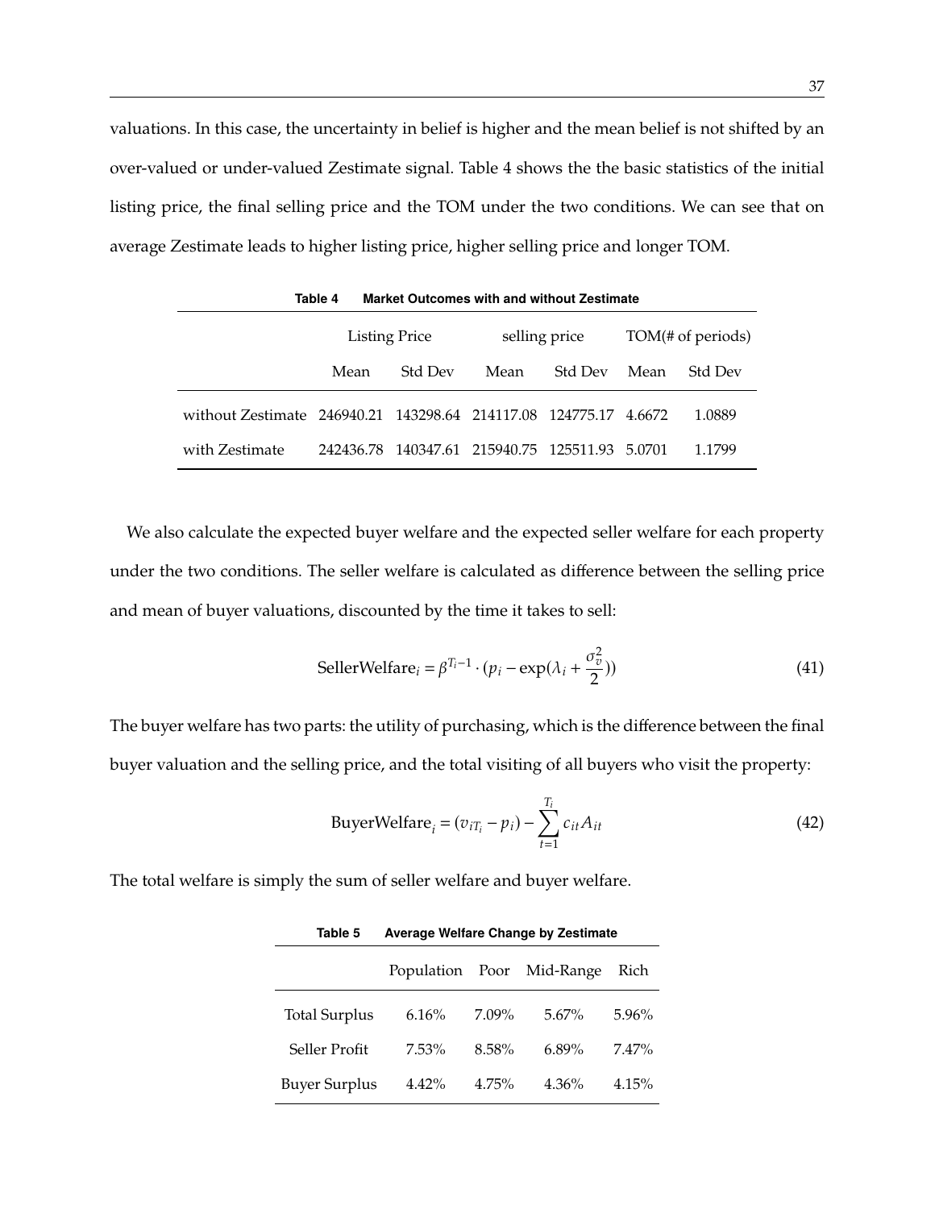valuations. In this case, the uncertainty in belief is higher and the mean belief is not shifted by an over-valued or under-valued Zestimate signal. Table 4 shows the the basic statistics of the initial listing price, the final selling price and the TOM under the two conditions. We can see that on average Zestimate leads to higher listing price, higher selling price and longer TOM.

**Table 4 Market Outcomes with and without Zestimate**

| | Listing Price | | selling price | | TOM(# of periods) | |
|---|---|---|---|---|---|---|
| | Mean | Std Dev | Mean | Std Dev | Mean | Std Dev |
| without Zestimate | 246940.21 | 143298.64 | 214117.08 | 124775.17 | 4.6672 | 1.0889 |
| with Zestimate | 242436.78 | 140347.61 | 215940.75 | 125511.93 | 5.0701 | 1.1799 |

We also calculate the expected buyer welfare and the expected seller welfare for each property under the two conditions. The seller welfare is calculated as difference between the selling price and mean of buyer valuations, discounted by the time it takes to sell:

$$\text{SellerWelfare}_i = \beta^{T_i - 1} \cdot (p_i - \exp(\lambda_i + \frac{\sigma_v^2}{2})) \tag{41}$$

The buyer welfare has two parts: the utility of purchasing, which is the difference between the final buyer valuation and the selling price, and the total visiting of all buyers who visit the property:

$$\text{BuyerWelfare}_i = (v_{iT_i} - p_i) - \sum_{t=1}^{T_i} c_{it} A_{it} \tag{42}$$

The total welfare is simply the sum of seller welfare and buyer welfare.

**Table 5 Average Welfare Change by Zestimate**

| | Population | Poor | Mid-Range | Rich |
|---|---|---|---|---|
| Total Surplus | 6.16% | 7.09% | 5.67% | 5.96% |
| Seller Profit | 7.53% | 8.58% | 6.89% | 7.47% |
| Buyer Surplus | 4.42% | 4.75% | 4.36% | 4.15% |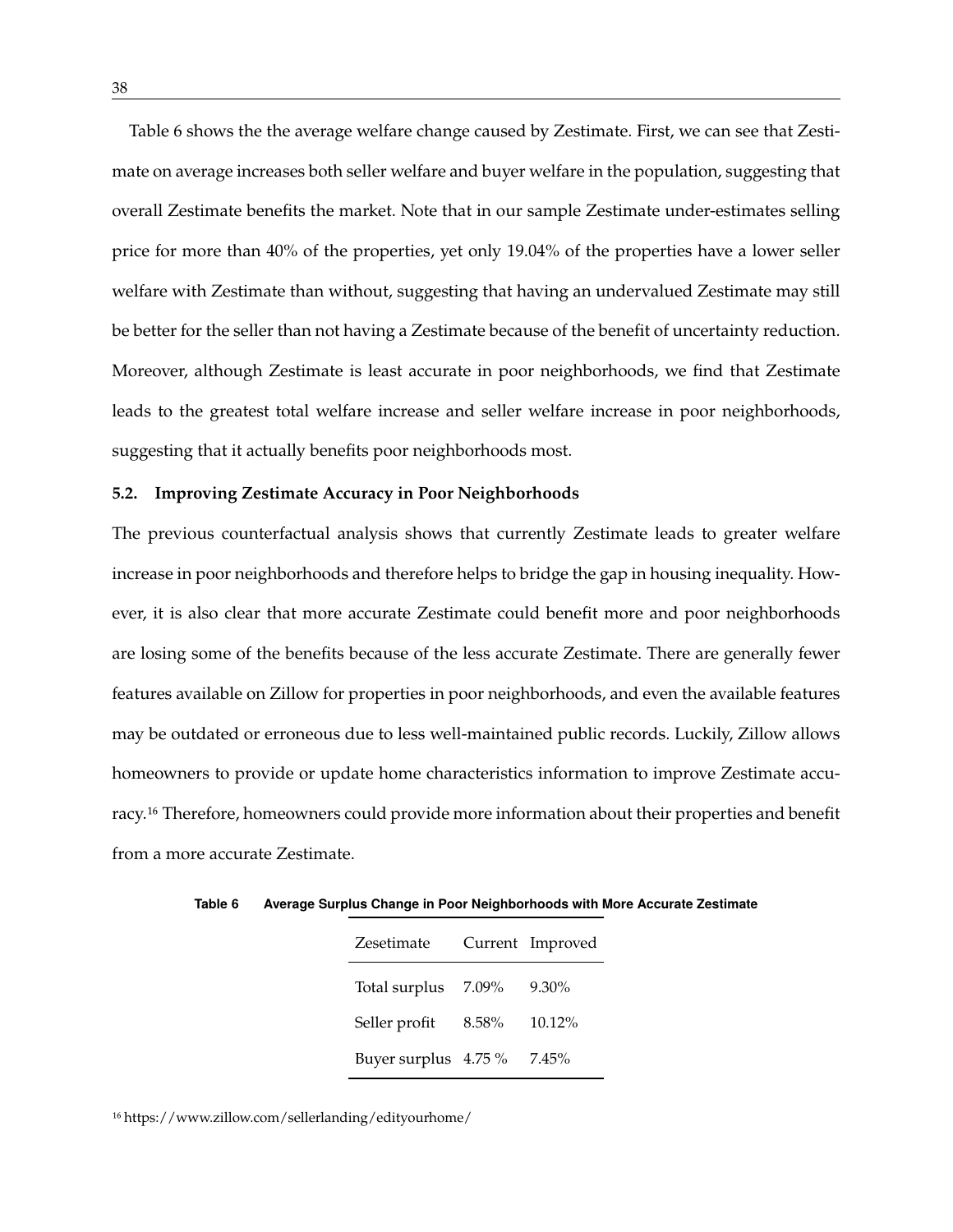Table 6 shows the the average welfare change caused by Zestimate. First, we can see that Zestimate on average increases both seller welfare and buyer welfare in the population, suggesting that overall Zestimate benefits the market. Note that in our sample Zestimate under-estimates selling price for more than 40% of the properties, yet only 19.04% of the properties have a lower seller welfare with Zestimate than without, suggesting that having an undervalued Zestimate may still be better for the seller than not having a Zestimate because of the benefit of uncertainty reduction. Moreover, although Zestimate is least accurate in poor neighborhoods, we find that Zestimate leads to the greatest total welfare increase and seller welfare increase in poor neighborhoods, suggesting that it actually benefits poor neighborhoods most.

### 5.2. Improving Zestimate Accuracy in Poor Neighborhoods

The previous counterfactual analysis shows that currently Zestimate leads to greater welfare increase in poor neighborhoods and therefore helps to bridge the gap in housing inequality. However, it is also clear that more accurate Zestimate could benefit more and poor neighborhoods are losing some of the benefits because of the less accurate Zestimate. There are generally fewer features available on Zillow for properties in poor neighborhoods, and even the available features may be outdated or erroneous due to less well-maintained public records. Luckily, Zillow allows homeowners to provide or update home characteristics information to improve Zestimate accuracy.[16] Therefore, homeowners could provide more information about their properties and benefit from a more accurate Zestimate.

**Table 6 Average Surplus Change in Poor Neighborhoods with More Accurate Zestimate**

| Zesetimate | Current | Improved |
|---|---|---|
| Total surplus | 7.09% | 9.30% |
| Seller profit | 8.58% | 10.12% |
| Buyer surplus | 4.75 % | 7.45% |

[16] https://www.zillow.com/sellerlanding/edityourhome/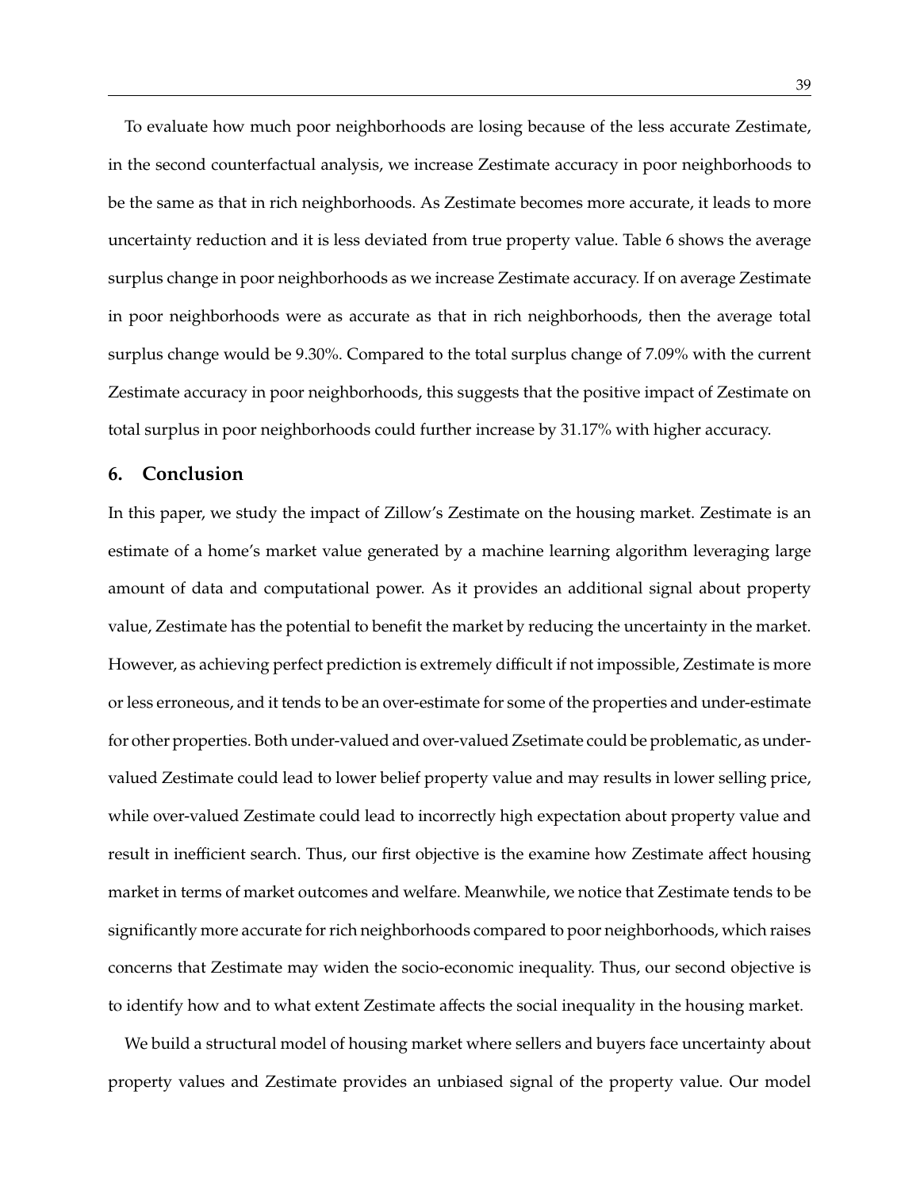To evaluate how much poor neighborhoods are losing because of the less accurate Zestimate, in the second counterfactual analysis, we increase Zestimate accuracy in poor neighborhoods to be the same as that in rich neighborhoods. As Zestimate becomes more accurate, it leads to more uncertainty reduction and it is less deviated from true property value. Table 6 shows the average surplus change in poor neighborhoods as we increase Zestimate accuracy. If on average Zestimate in poor neighborhoods were as accurate as that in rich neighborhoods, then the average total surplus change would be 9.30%. Compared to the total surplus change of 7.09% with the current Zestimate accuracy in poor neighborhoods, this suggests that the positive impact of Zestimate on total surplus in poor neighborhoods could further increase by 31.17% with higher accuracy.

## 6. Conclusion

In this paper, we study the impact of Zillow's Zestimate on the housing market. Zestimate is an estimate of a home's market value generated by a machine learning algorithm leveraging large amount of data and computational power. As it provides an additional signal about property value, Zestimate has the potential to benefit the market by reducing the uncertainty in the market. However, as achieving perfect prediction is extremely difficult if not impossible, Zestimate is more or less erroneous, and it tends to be an over-estimate for some of the properties and under-estimate for other properties. Both under-valued and over-valued Zsetimate could be problematic, as under-valued Zestimate could lead to lower belief property value and may results in lower selling price, while over-valued Zestimate could lead to incorrectly high expectation about property value and result in inefficient search. Thus, our first objective is the examine how Zestimate affect housing market in terms of market outcomes and welfare. Meanwhile, we notice that Zestimate tends to be significantly more accurate for rich neighborhoods compared to poor neighborhoods, which raises concerns that Zestimate may widen the socio-economic inequality. Thus, our second objective is to identify how and to what extent Zestimate affects the social inequality in the housing market.

We build a structural model of housing market where sellers and buyers face uncertainty about property values and Zestimate provides an unbiased signal of the property value. Our model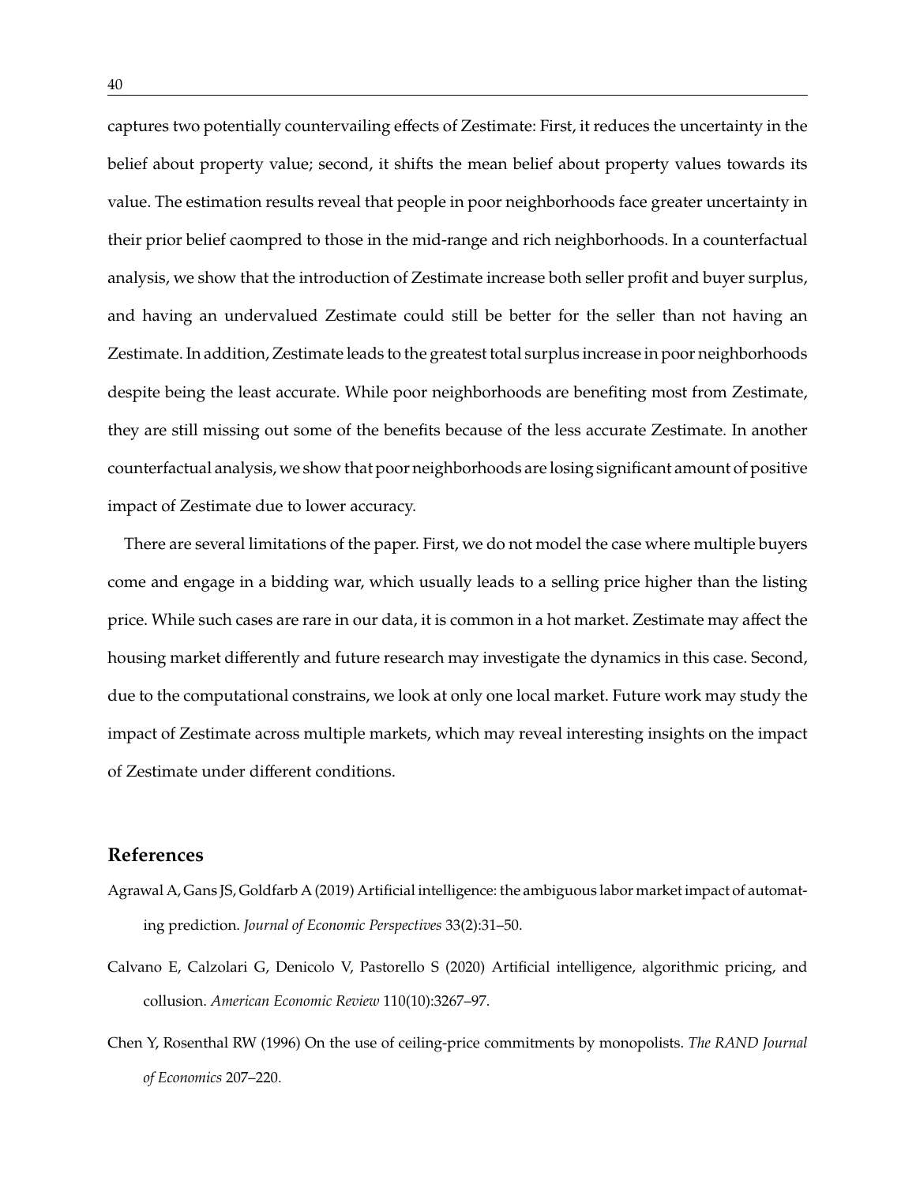captures two potentially countervailing effects of Zestimate: First, it reduces the uncertainty in the belief about property value; second, it shifts the mean belief about property values towards its value. The estimation results reveal that people in poor neighborhoods face greater uncertainty in their prior belief caompred to those in the mid-range and rich neighborhoods. In a counterfactual analysis, we show that the introduction of Zestimate increase both seller profit and buyer surplus, and having an undervalued Zestimate could still be better for the seller than not having an Zestimate. In addition, Zestimate leads to the greatest total surplus increase in poor neighborhoods despite being the least accurate. While poor neighborhoods are benefiting most from Zestimate, they are still missing out some of the benefits because of the less accurate Zestimate. In another counterfactual analysis, we show that poor neighborhoods are losing significant amount of positive impact of Zestimate due to lower accuracy.

There are several limitations of the paper. First, we do not model the case where multiple buyers come and engage in a bidding war, which usually leads to a selling price higher than the listing price. While such cases are rare in our data, it is common in a hot market. Zestimate may affect the housing market differently and future research may investigate the dynamics in this case. Second, due to the computational constrains, we look at only one local market. Future work may study the impact of Zestimate across multiple markets, which may reveal interesting insights on the impact of Zestimate under different conditions.

## References

Agrawal A, Gans JS, Goldfarb A (2019) Artificial intelligence: the ambiguous labor market impact of automating prediction. *Journal of Economic Perspectives* 33(2):31–50.

Calvano E, Calzolari G, Denicolo V, Pastorello S (2020) Artificial intelligence, algorithmic pricing, and collusion. *American Economic Review* 110(10):3267–97.

Chen Y, Rosenthal RW (1996) On the use of ceiling-price commitments by monopolists. *The RAND Journal of Economics* 207–220.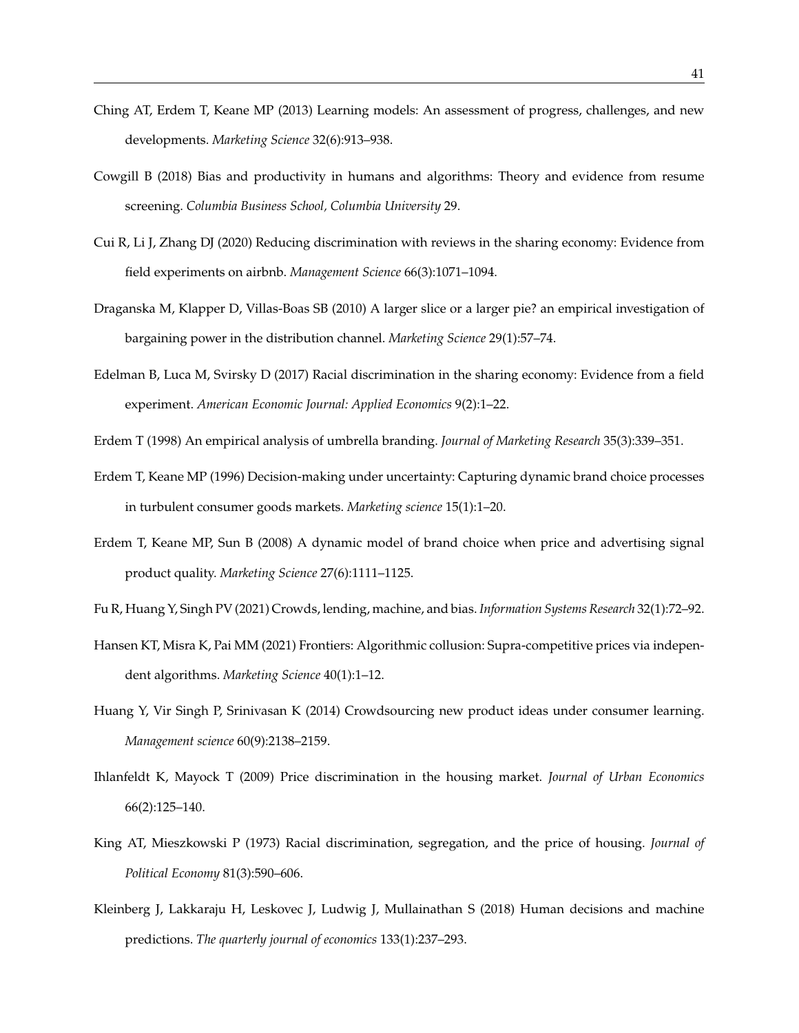Ching AT, Erdem T, Keane MP (2013) Learning models: An assessment of progress, challenges, and new developments. *Marketing Science* 32(6):913–938.

Cowgill B (2018) Bias and productivity in humans and algorithms: Theory and evidence from resume screening. *Columbia Business School, Columbia University* 29.

Cui R, Li J, Zhang DJ (2020) Reducing discrimination with reviews in the sharing economy: Evidence from field experiments on airbnb. *Management Science* 66(3):1071–1094.

Draganska M, Klapper D, Villas-Boas SB (2010) A larger slice or a larger pie? an empirical investigation of bargaining power in the distribution channel. *Marketing Science* 29(1):57–74.

Edelman B, Luca M, Svirsky D (2017) Racial discrimination in the sharing economy: Evidence from a field experiment. *American Economic Journal: Applied Economics* 9(2):1–22.

Erdem T (1998) An empirical analysis of umbrella branding. *Journal of Marketing Research* 35(3):339–351.

Erdem T, Keane MP (1996) Decision-making under uncertainty: Capturing dynamic brand choice processes in turbulent consumer goods markets. *Marketing science* 15(1):1–20.

Erdem T, Keane MP, Sun B (2008) A dynamic model of brand choice when price and advertising signal product quality. *Marketing Science* 27(6):1111–1125.

Fu R, Huang Y, Singh PV (2021) Crowds, lending, machine, and bias. *Information Systems Research* 32(1):72–92.

Hansen KT, Misra K, Pai MM (2021) Frontiers: Algorithmic collusion: Supra-competitive prices via independent algorithms. *Marketing Science* 40(1):1–12.

Huang Y, Vir Singh P, Srinivasan K (2014) Crowdsourcing new product ideas under consumer learning. *Management science* 60(9):2138–2159.

Ihlanfeldt K, Mayock T (2009) Price discrimination in the housing market. *Journal of Urban Economics* 66(2):125–140.

King AT, Mieszkowski P (1973) Racial discrimination, segregation, and the price of housing. *Journal of Political Economy* 81(3):590–606.

Kleinberg J, Lakkaraju H, Leskovec J, Ludwig J, Mullainathan S (2018) Human decisions and machine predictions. *The quarterly journal of economics* 133(1):237–293.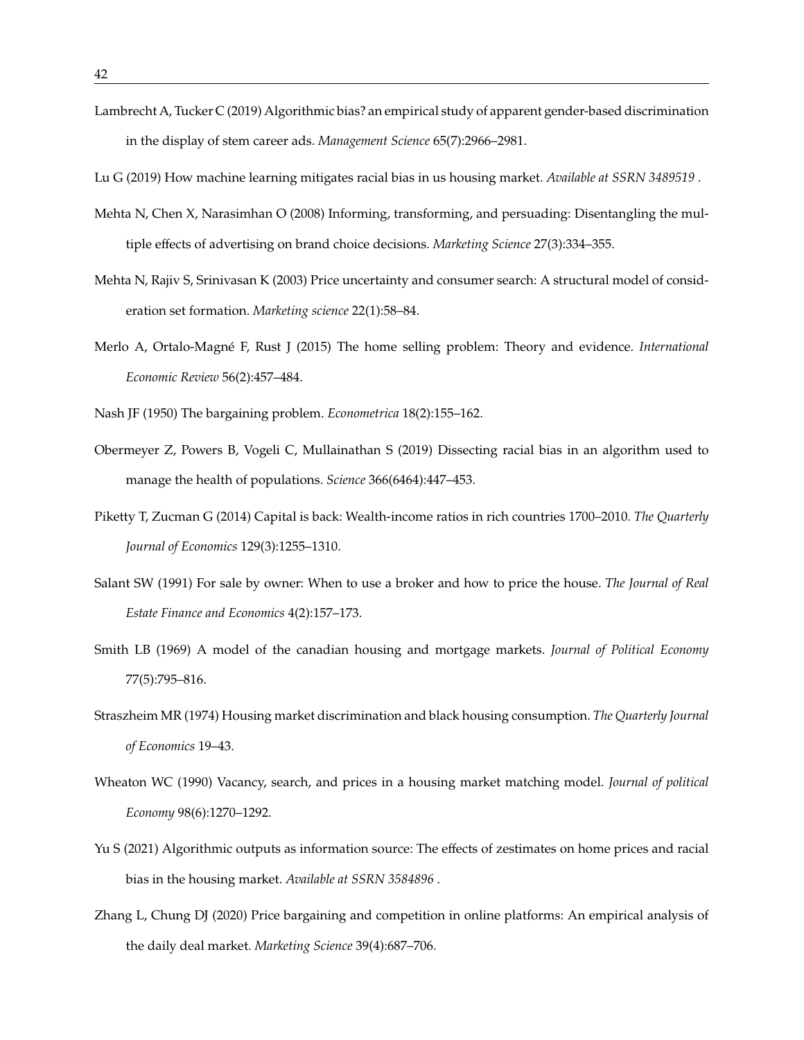Lambrecht A, Tucker C (2019) Algorithmic bias? an empirical study of apparent gender-based discrimination in the display of stem career ads. *Management Science* 65(7):2966–2981.

Lu G (2019) How machine learning mitigates racial bias in us housing market. *Available at SSRN 3489519* .

Mehta N, Chen X, Narasimhan O (2008) Informing, transforming, and persuading: Disentangling the multiple effects of advertising on brand choice decisions. *Marketing Science* 27(3):334–355.

Mehta N, Rajiv S, Srinivasan K (2003) Price uncertainty and consumer search: A structural model of consideration set formation. *Marketing science* 22(1):58–84.

Merlo A, Ortalo-Magné F, Rust J (2015) The home selling problem: Theory and evidence. *International Economic Review* 56(2):457–484.

Nash JF (1950) The bargaining problem. *Econometrica* 18(2):155–162.

Obermeyer Z, Powers B, Vogeli C, Mullainathan S (2019) Dissecting racial bias in an algorithm used to manage the health of populations. *Science* 366(6464):447–453.

Piketty T, Zucman G (2014) Capital is back: Wealth-income ratios in rich countries 1700–2010. *The Quarterly Journal of Economics* 129(3):1255–1310.

Salant SW (1991) For sale by owner: When to use a broker and how to price the house. *The Journal of Real Estate Finance and Economics* 4(2):157–173.

Smith LB (1969) A model of the canadian housing and mortgage markets. *Journal of Political Economy* 77(5):795–816.

Straszheim MR (1974) Housing market discrimination and black housing consumption. *The Quarterly Journal of Economics* 19–43.

Wheaton WC (1990) Vacancy, search, and prices in a housing market matching model. *Journal of political Economy* 98(6):1270–1292.

Yu S (2021) Algorithmic outputs as information source: The effects of zestimates on home prices and racial bias in the housing market. *Available at SSRN 3584896* .

Zhang L, Chung DJ (2020) Price bargaining and competition in online platforms: An empirical analysis of the daily deal market. *Marketing Science* 39(4):687–706.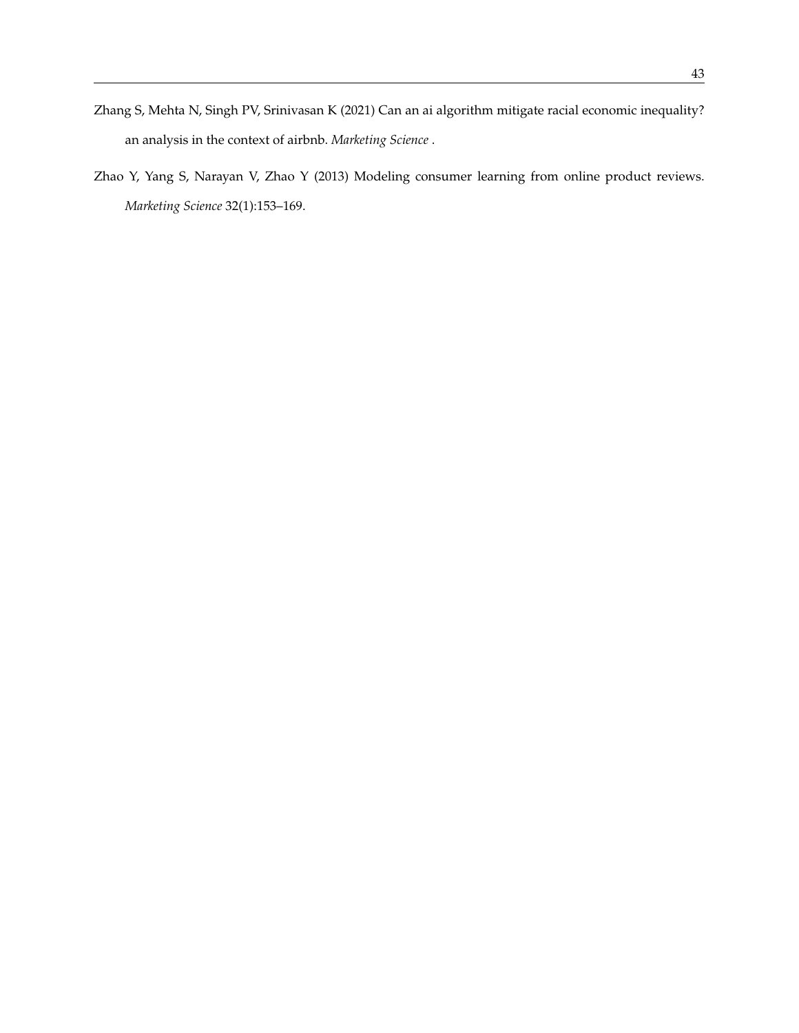Zhang S, Mehta N, Singh PV, Srinivasan K (2021) Can an ai algorithm mitigate racial economic inequality? an analysis in the context of airbnb. *Marketing Science* .

Zhao Y, Yang S, Narayan V, Zhao Y (2013) Modeling consumer learning from online product reviews. *Marketing Science* 32(1):153–169.